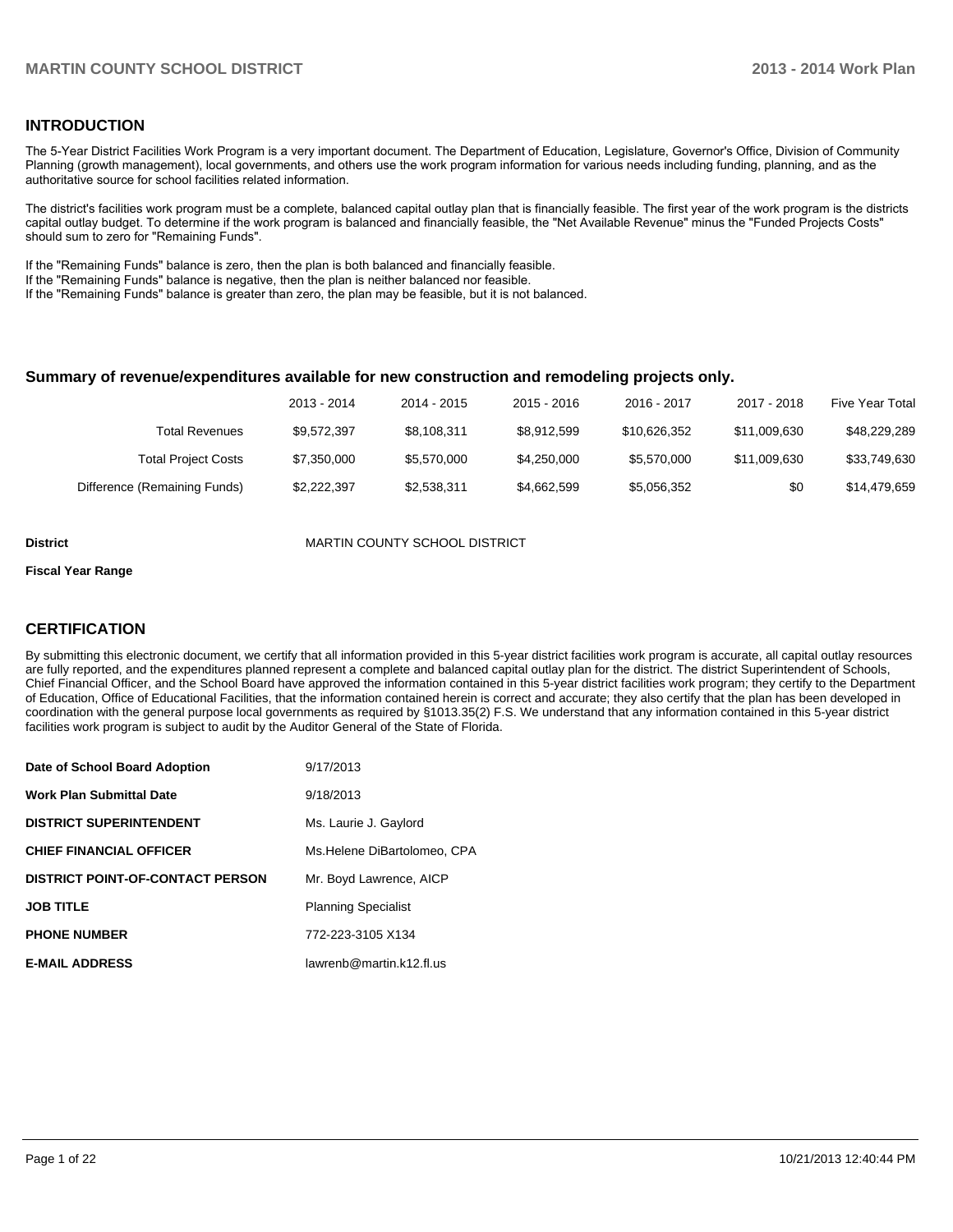## INTRODUCTION

The 5-Year District Facilities Work Program is a very important document. The Department of Education, Legislature, Governor's Office, Division of Community Planning (growth management), local governments, and others use the work program information for various needs including funding, planning, and as the authoritative source for school facilities related information.

The district's facilities work program must be a complete, balanced capital outlay plan that is financially feasible. The first year of the work program is the districts capital outlay budget. To determine if the work program is balanced and financially feasible, the "Net Available Revenue" minus the "Funded Projects Costs" should sum to zero for "Remaining Funds".

If the "Remaining Funds" balance is zero, then the plan is both balanced and financially feasible.
If the "Remaining Funds" balance is negative, then the plan is neither balanced nor feasible.
If the "Remaining Funds" balance is greater than zero, the plan may be feasible, but it is not balanced.

### Summary of revenue/expenditures available for new construction and remodeling projects only.

| | 2013 - 2014 | 2014 - 2015 | 2015 - 2016 | 2016 - 2017 | 2017 - 2018 | Five Year Total |
|---|---|---|---|---|---|---|
| Total Revenues | $9,572,397 | $8,108,311 | $8,912,599 | $10,626,352 | $11,009,630 | $48,229,289 |
| Total Project Costs | $7,350,000 | $5,570,000 | $4,250,000 | $5,570,000 | $11,009,630 | $33,749,630 |
| Difference (Remaining Funds) | $2,222,397 | $2,538,311 | $4,662,599 | $5,056,352 | $0 | $14,479,659 |

| | |
|---|---|
| **District** | MARTIN COUNTY SCHOOL DISTRICT |
| **Fiscal Year Range** | |

## CERTIFICATION

By submitting this electronic document, we certify that all information provided in this 5-year district facilities work program is accurate, all capital outlay resources are fully reported, and the expenditures planned represent a complete and balanced capital outlay plan for the district. The district Superintendent of Schools, Chief Financial Officer, and the School Board have approved the information contained in this 5-year district facilities work program; they certify to the Department of Education, Office of Educational Facilities, that the information contained herein is correct and accurate; they also certify that the plan has been developed in coordination with the general purpose local governments as required by §1013.35(2) F.S. We understand that any information contained in this 5-year district facilities work program is subject to audit by the Auditor General of the State of Florida.

| | |
|---|---|
| **Date of School Board Adoption** | 9/17/2013 |
| **Work Plan Submittal Date** | 9/18/2013 |
| **DISTRICT SUPERINTENDENT** | Ms. Laurie J. Gaylord |
| **CHIEF FINANCIAL OFFICER** | Ms.Helene DiBartolomeo, CPA |
| **DISTRICT POINT-OF-CONTACT PERSON** | Mr. Boyd Lawrence, AICP |
| **JOB TITLE** | Planning Specialist |
| **PHONE NUMBER** | 772-223-3105 X134 |
| **E-MAIL ADDRESS** | lawrenb@martin.k12.fl.us |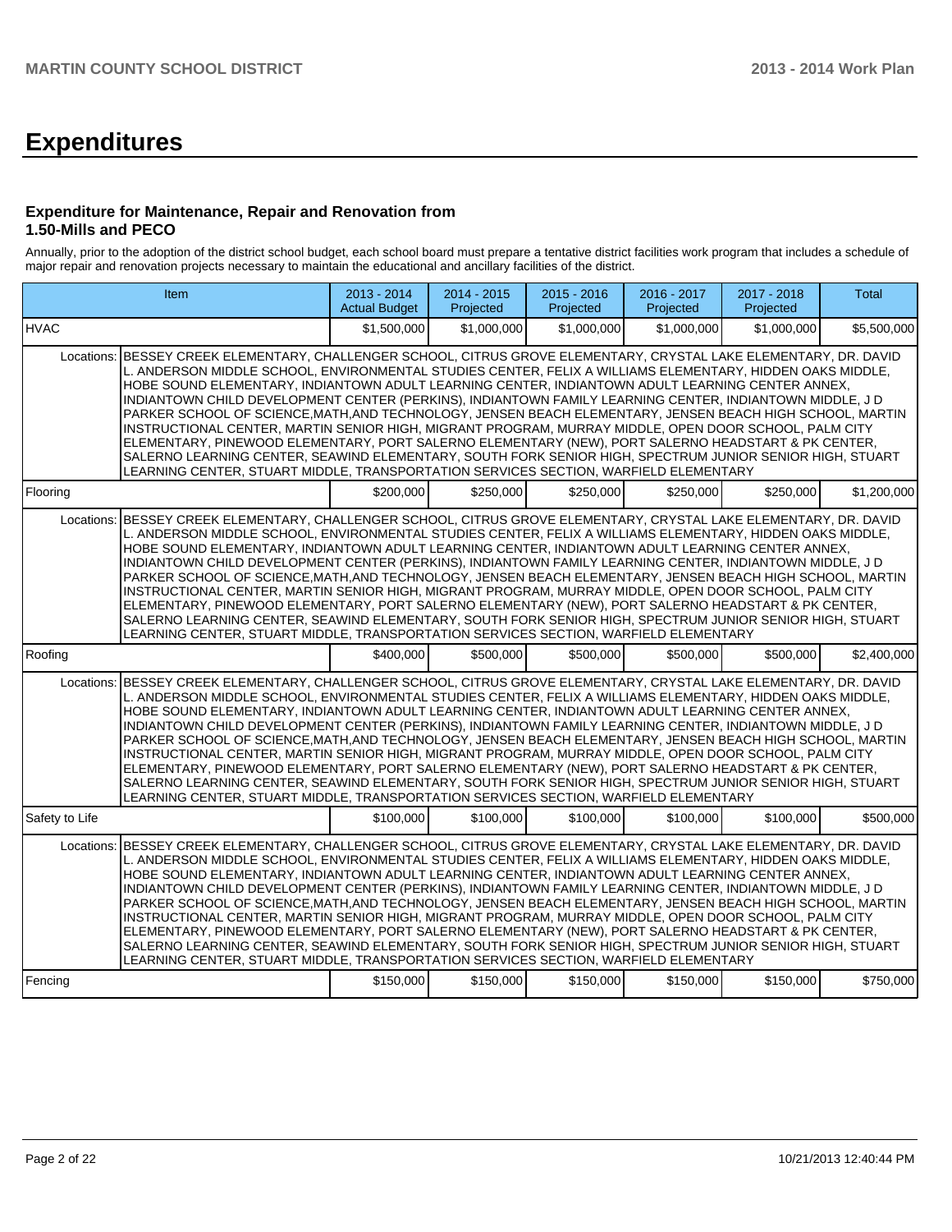# Expenditures

### Expenditure for Maintenance, Repair and Renovation from 1.50-Mills and PECO

Annually, prior to the adoption of the district school budget, each school board must prepare a tentative district facilities work program that includes a schedule of major repair and renovation projects necessary to maintain the educational and ancillary facilities of the district.

| Item | | 2013 - 2014 Actual Budget | 2014 - 2015 Projected | 2015 - 2016 Projected | 2016 - 2017 Projected | 2017 - 2018 Projected | Total |
|---|---|---|---|---|---|---|---|
| HVAC | | $1,500,000 | $1,000,000 | $1,000,000 | $1,000,000 | $1,000,000 | $5,500,000 |
| Locations: | BESSEY CREEK ELEMENTARY, CHALLENGER SCHOOL, CITRUS GROVE ELEMENTARY, CRYSTAL LAKE ELEMENTARY, DR. DAVID L. ANDERSON MIDDLE SCHOOL, ENVIRONMENTAL STUDIES CENTER, FELIX A WILLIAMS ELEMENTARY, HIDDEN OAKS MIDDLE, HOBE SOUND ELEMENTARY, INDIANTOWN ADULT LEARNING CENTER, INDIANTOWN ADULT LEARNING CENTER ANNEX, INDIANTOWN CHILD DEVELOPMENT CENTER (PERKINS), INDIANTOWN FAMILY LEARNING CENTER, INDIANTOWN MIDDLE, J D PARKER SCHOOL OF SCIENCE,MATH,AND TECHNOLOGY, JENSEN BEACH ELEMENTARY, JENSEN BEACH HIGH SCHOOL, MARTIN INSTRUCTIONAL CENTER, MARTIN SENIOR HIGH, MIGRANT PROGRAM, MURRAY MIDDLE, OPEN DOOR SCHOOL, PALM CITY ELEMENTARY, PINEWOOD ELEMENTARY, PORT SALERNO ELEMENTARY (NEW), PORT SALERNO HEADSTART & PK CENTER, SALERNO LEARNING CENTER, SEAWIND ELEMENTARY, SOUTH FORK SENIOR HIGH, SPECTRUM JUNIOR SENIOR HIGH, STUART LEARNING CENTER, STUART MIDDLE, TRANSPORTATION SERVICES SECTION, WARFIELD ELEMENTARY | | | | | | |
| Flooring | | $200,000 | $250,000 | $250,000 | $250,000 | $250,000 | $1,200,000 |
| Locations: | BESSEY CREEK ELEMENTARY, CHALLENGER SCHOOL, CITRUS GROVE ELEMENTARY, CRYSTAL LAKE ELEMENTARY, DR. DAVID L. ANDERSON MIDDLE SCHOOL, ENVIRONMENTAL STUDIES CENTER, FELIX A WILLIAMS ELEMENTARY, HIDDEN OAKS MIDDLE, HOBE SOUND ELEMENTARY, INDIANTOWN ADULT LEARNING CENTER, INDIANTOWN ADULT LEARNING CENTER ANNEX, INDIANTOWN CHILD DEVELOPMENT CENTER (PERKINS), INDIANTOWN FAMILY LEARNING CENTER, INDIANTOWN MIDDLE, J D PARKER SCHOOL OF SCIENCE,MATH,AND TECHNOLOGY, JENSEN BEACH ELEMENTARY, JENSEN BEACH HIGH SCHOOL, MARTIN INSTRUCTIONAL CENTER, MARTIN SENIOR HIGH, MIGRANT PROGRAM, MURRAY MIDDLE, OPEN DOOR SCHOOL, PALM CITY ELEMENTARY, PINEWOOD ELEMENTARY, PORT SALERNO ELEMENTARY (NEW), PORT SALERNO HEADSTART & PK CENTER, SALERNO LEARNING CENTER, SEAWIND ELEMENTARY, SOUTH FORK SENIOR HIGH, SPECTRUM JUNIOR SENIOR HIGH, STUART LEARNING CENTER, STUART MIDDLE, TRANSPORTATION SERVICES SECTION, WARFIELD ELEMENTARY | | | | | | |
| Roofing | | $400,000 | $500,000 | $500,000 | $500,000 | $500,000 | $2,400,000 |
| Locations: | BESSEY CREEK ELEMENTARY, CHALLENGER SCHOOL, CITRUS GROVE ELEMENTARY, CRYSTAL LAKE ELEMENTARY, DR. DAVID L. ANDERSON MIDDLE SCHOOL, ENVIRONMENTAL STUDIES CENTER, FELIX A WILLIAMS ELEMENTARY, HIDDEN OAKS MIDDLE, HOBE SOUND ELEMENTARY, INDIANTOWN ADULT LEARNING CENTER, INDIANTOWN ADULT LEARNING CENTER ANNEX, INDIANTOWN CHILD DEVELOPMENT CENTER (PERKINS), INDIANTOWN FAMILY LEARNING CENTER, INDIANTOWN MIDDLE, J D PARKER SCHOOL OF SCIENCE,MATH,AND TECHNOLOGY, JENSEN BEACH ELEMENTARY, JENSEN BEACH HIGH SCHOOL, MARTIN INSTRUCTIONAL CENTER, MARTIN SENIOR HIGH, MIGRANT PROGRAM, MURRAY MIDDLE, OPEN DOOR SCHOOL, PALM CITY ELEMENTARY, PINEWOOD ELEMENTARY, PORT SALERNO ELEMENTARY (NEW), PORT SALERNO HEADSTART & PK CENTER, SALERNO LEARNING CENTER, SEAWIND ELEMENTARY, SOUTH FORK SENIOR HIGH, SPECTRUM JUNIOR SENIOR HIGH, STUART LEARNING CENTER, STUART MIDDLE, TRANSPORTATION SERVICES SECTION, WARFIELD ELEMENTARY | | | | | | |
| Safety to Life | | $100,000 | $100,000 | $100,000 | $100,000 | $100,000 | $500,000 |
| Locations: | BESSEY CREEK ELEMENTARY, CHALLENGER SCHOOL, CITRUS GROVE ELEMENTARY, CRYSTAL LAKE ELEMENTARY, DR. DAVID L. ANDERSON MIDDLE SCHOOL, ENVIRONMENTAL STUDIES CENTER, FELIX A WILLIAMS ELEMENTARY, HIDDEN OAKS MIDDLE, HOBE SOUND ELEMENTARY, INDIANTOWN ADULT LEARNING CENTER, INDIANTOWN ADULT LEARNING CENTER ANNEX, INDIANTOWN CHILD DEVELOPMENT CENTER (PERKINS), INDIANTOWN FAMILY LEARNING CENTER, INDIANTOWN MIDDLE, J D PARKER SCHOOL OF SCIENCE,MATH,AND TECHNOLOGY, JENSEN BEACH ELEMENTARY, JENSEN BEACH HIGH SCHOOL, MARTIN INSTRUCTIONAL CENTER, MARTIN SENIOR HIGH, MIGRANT PROGRAM, MURRAY MIDDLE, OPEN DOOR SCHOOL, PALM CITY ELEMENTARY, PINEWOOD ELEMENTARY, PORT SALERNO ELEMENTARY (NEW), PORT SALERNO HEADSTART & PK CENTER, SALERNO LEARNING CENTER, SEAWIND ELEMENTARY, SOUTH FORK SENIOR HIGH, SPECTRUM JUNIOR SENIOR HIGH, STUART LEARNING CENTER, STUART MIDDLE, TRANSPORTATION SERVICES SECTION, WARFIELD ELEMENTARY | | | | | | |
| Fencing | | $150,000 | $150,000 | $150,000 | $150,000 | $150,000 | $750,000 |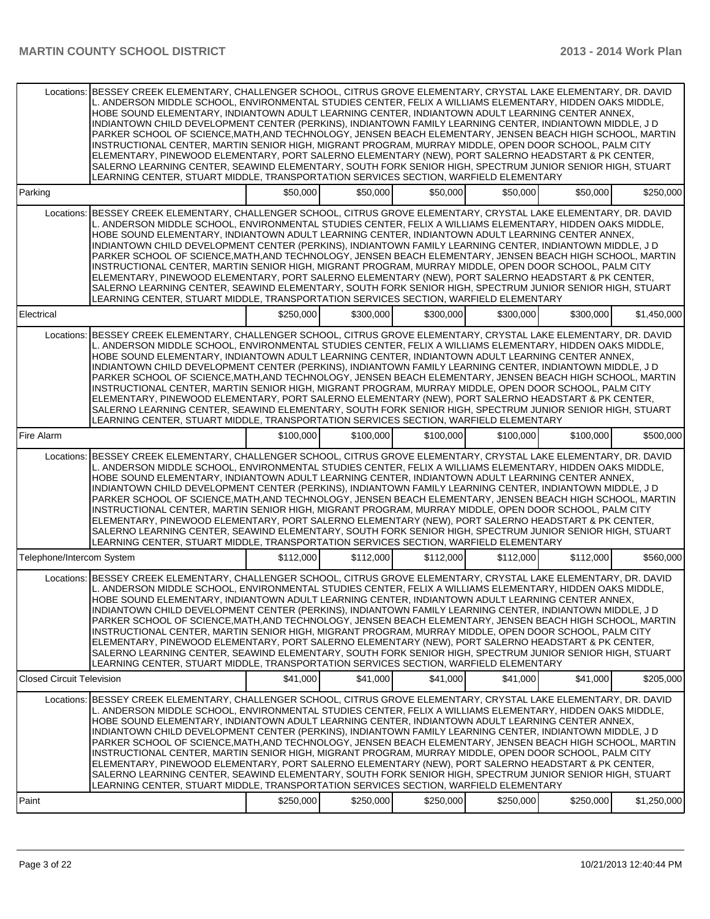| | | | | | | |
|---|---|---|---|---|---|---|
| Locations: | BESSEY CREEK ELEMENTARY, CHALLENGER SCHOOL, CITRUS GROVE ELEMENTARY, CRYSTAL LAKE ELEMENTARY, DR. DAVID L. ANDERSON MIDDLE SCHOOL, ENVIRONMENTAL STUDIES CENTER, FELIX A WILLIAMS ELEMENTARY, HIDDEN OAKS MIDDLE, HOBE SOUND ELEMENTARY, INDIANTOWN ADULT LEARNING CENTER, INDIANTOWN ADULT LEARNING CENTER ANNEX, INDIANTOWN CHILD DEVELOPMENT CENTER (PERKINS), INDIANTOWN FAMILY LEARNING CENTER, INDIANTOWN MIDDLE, J D PARKER SCHOOL OF SCIENCE,MATH,AND TECHNOLOGY, JENSEN BEACH ELEMENTARY, JENSEN BEACH HIGH SCHOOL, MARTIN INSTRUCTIONAL CENTER, MARTIN SENIOR HIGH, MIGRANT PROGRAM, MURRAY MIDDLE, OPEN DOOR SCHOOL, PALM CITY ELEMENTARY, PINEWOOD ELEMENTARY, PORT SALERNO ELEMENTARY (NEW), PORT SALERNO HEADSTART & PK CENTER, SALERNO LEARNING CENTER, SEAWIND ELEMENTARY, SOUTH FORK SENIOR HIGH, SPECTRUM JUNIOR SENIOR HIGH, STUART LEARNING CENTER, STUART MIDDLE, TRANSPORTATION SERVICES SECTION, WARFIELD ELEMENTARY | | | | | |
| Parking | | $50,000 | $50,000 | $50,000 | $50,000 | $50,000 | $250,000 |
| Locations: | BESSEY CREEK ELEMENTARY, CHALLENGER SCHOOL, CITRUS GROVE ELEMENTARY, CRYSTAL LAKE ELEMENTARY, DR. DAVID L. ANDERSON MIDDLE SCHOOL, ENVIRONMENTAL STUDIES CENTER, FELIX A WILLIAMS ELEMENTARY, HIDDEN OAKS MIDDLE, HOBE SOUND ELEMENTARY, INDIANTOWN ADULT LEARNING CENTER, INDIANTOWN ADULT LEARNING CENTER ANNEX, INDIANTOWN CHILD DEVELOPMENT CENTER (PERKINS), INDIANTOWN FAMILY LEARNING CENTER, INDIANTOWN MIDDLE, J D PARKER SCHOOL OF SCIENCE,MATH,AND TECHNOLOGY, JENSEN BEACH ELEMENTARY, JENSEN BEACH HIGH SCHOOL, MARTIN INSTRUCTIONAL CENTER, MARTIN SENIOR HIGH, MIGRANT PROGRAM, MURRAY MIDDLE, OPEN DOOR SCHOOL, PALM CITY ELEMENTARY, PINEWOOD ELEMENTARY, PORT SALERNO ELEMENTARY (NEW), PORT SALERNO HEADSTART & PK CENTER, SALERNO LEARNING CENTER, SEAWIND ELEMENTARY, SOUTH FORK SENIOR HIGH, SPECTRUM JUNIOR SENIOR HIGH, STUART LEARNING CENTER, STUART MIDDLE, TRANSPORTATION SERVICES SECTION, WARFIELD ELEMENTARY | | | | | |
| Electrical | | $250,000 | $300,000 | $300,000 | $300,000 | $300,000 | $1,450,000 |
| Locations: | BESSEY CREEK ELEMENTARY, CHALLENGER SCHOOL, CITRUS GROVE ELEMENTARY, CRYSTAL LAKE ELEMENTARY, DR. DAVID L. ANDERSON MIDDLE SCHOOL, ENVIRONMENTAL STUDIES CENTER, FELIX A WILLIAMS ELEMENTARY, HIDDEN OAKS MIDDLE, HOBE SOUND ELEMENTARY, INDIANTOWN ADULT LEARNING CENTER, INDIANTOWN ADULT LEARNING CENTER ANNEX, INDIANTOWN CHILD DEVELOPMENT CENTER (PERKINS), INDIANTOWN FAMILY LEARNING CENTER, INDIANTOWN MIDDLE, J D PARKER SCHOOL OF SCIENCE,MATH,AND TECHNOLOGY, JENSEN BEACH ELEMENTARY, JENSEN BEACH HIGH SCHOOL, MARTIN INSTRUCTIONAL CENTER, MARTIN SENIOR HIGH, MIGRANT PROGRAM, MURRAY MIDDLE, OPEN DOOR SCHOOL, PALM CITY ELEMENTARY, PINEWOOD ELEMENTARY, PORT SALERNO ELEMENTARY (NEW), PORT SALERNO HEADSTART & PK CENTER, SALERNO LEARNING CENTER, SEAWIND ELEMENTARY, SOUTH FORK SENIOR HIGH, SPECTRUM JUNIOR SENIOR HIGH, STUART LEARNING CENTER, STUART MIDDLE, TRANSPORTATION SERVICES SECTION, WARFIELD ELEMENTARY | | | | | |
| Fire Alarm | | $100,000 | $100,000 | $100,000 | $100,000 | $100,000 | $500,000 |
| Locations: | BESSEY CREEK ELEMENTARY, CHALLENGER SCHOOL, CITRUS GROVE ELEMENTARY, CRYSTAL LAKE ELEMENTARY, DR. DAVID L. ANDERSON MIDDLE SCHOOL, ENVIRONMENTAL STUDIES CENTER, FELIX A WILLIAMS ELEMENTARY, HIDDEN OAKS MIDDLE, HOBE SOUND ELEMENTARY, INDIANTOWN ADULT LEARNING CENTER, INDIANTOWN ADULT LEARNING CENTER ANNEX, INDIANTOWN CHILD DEVELOPMENT CENTER (PERKINS), INDIANTOWN FAMILY LEARNING CENTER, INDIANTOWN MIDDLE, J D PARKER SCHOOL OF SCIENCE,MATH,AND TECHNOLOGY, JENSEN BEACH ELEMENTARY, JENSEN BEACH HIGH SCHOOL, MARTIN INSTRUCTIONAL CENTER, MARTIN SENIOR HIGH, MIGRANT PROGRAM, MURRAY MIDDLE, OPEN DOOR SCHOOL, PALM CITY ELEMENTARY, PINEWOOD ELEMENTARY, PORT SALERNO ELEMENTARY (NEW), PORT SALERNO HEADSTART & PK CENTER, SALERNO LEARNING CENTER, SEAWIND ELEMENTARY, SOUTH FORK SENIOR HIGH, SPECTRUM JUNIOR SENIOR HIGH, STUART LEARNING CENTER, STUART MIDDLE, TRANSPORTATION SERVICES SECTION, WARFIELD ELEMENTARY | | | | | |
| Telephone/Intercom System | | $112,000 | $112,000 | $112,000 | $112,000 | $112,000 | $560,000 |
| Locations: | BESSEY CREEK ELEMENTARY, CHALLENGER SCHOOL, CITRUS GROVE ELEMENTARY, CRYSTAL LAKE ELEMENTARY, DR. DAVID L. ANDERSON MIDDLE SCHOOL, ENVIRONMENTAL STUDIES CENTER, FELIX A WILLIAMS ELEMENTARY, HIDDEN OAKS MIDDLE, HOBE SOUND ELEMENTARY, INDIANTOWN ADULT LEARNING CENTER, INDIANTOWN ADULT LEARNING CENTER ANNEX, INDIANTOWN CHILD DEVELOPMENT CENTER (PERKINS), INDIANTOWN FAMILY LEARNING CENTER, INDIANTOWN MIDDLE, J D PARKER SCHOOL OF SCIENCE,MATH,AND TECHNOLOGY, JENSEN BEACH ELEMENTARY, JENSEN BEACH HIGH SCHOOL, MARTIN INSTRUCTIONAL CENTER, MARTIN SENIOR HIGH, MIGRANT PROGRAM, MURRAY MIDDLE, OPEN DOOR SCHOOL, PALM CITY ELEMENTARY, PINEWOOD ELEMENTARY, PORT SALERNO ELEMENTARY (NEW), PORT SALERNO HEADSTART & PK CENTER, SALERNO LEARNING CENTER, SEAWIND ELEMENTARY, SOUTH FORK SENIOR HIGH, SPECTRUM JUNIOR SENIOR HIGH, STUART LEARNING CENTER, STUART MIDDLE, TRANSPORTATION SERVICES SECTION, WARFIELD ELEMENTARY | | | | | |
| Closed Circuit Television | | $41,000 | $41,000 | $41,000 | $41,000 | $41,000 | $205,000 |
| Locations: | BESSEY CREEK ELEMENTARY, CHALLENGER SCHOOL, CITRUS GROVE ELEMENTARY, CRYSTAL LAKE ELEMENTARY, DR. DAVID L. ANDERSON MIDDLE SCHOOL, ENVIRONMENTAL STUDIES CENTER, FELIX A WILLIAMS ELEMENTARY, HIDDEN OAKS MIDDLE, HOBE SOUND ELEMENTARY, INDIANTOWN ADULT LEARNING CENTER, INDIANTOWN ADULT LEARNING CENTER ANNEX, INDIANTOWN CHILD DEVELOPMENT CENTER (PERKINS), INDIANTOWN FAMILY LEARNING CENTER, INDIANTOWN MIDDLE, J D PARKER SCHOOL OF SCIENCE,MATH,AND TECHNOLOGY, JENSEN BEACH ELEMENTARY, JENSEN BEACH HIGH SCHOOL, MARTIN INSTRUCTIONAL CENTER, MARTIN SENIOR HIGH, MIGRANT PROGRAM, MURRAY MIDDLE, OPEN DOOR SCHOOL, PALM CITY ELEMENTARY, PINEWOOD ELEMENTARY, PORT SALERNO ELEMENTARY (NEW), PORT SALERNO HEADSTART & PK CENTER, SALERNO LEARNING CENTER, SEAWIND ELEMENTARY, SOUTH FORK SENIOR HIGH, SPECTRUM JUNIOR SENIOR HIGH, STUART LEARNING CENTER, STUART MIDDLE, TRANSPORTATION SERVICES SECTION, WARFIELD ELEMENTARY | | | | | |
| Paint | | $250,000 | $250,000 | $250,000 | $250,000 | $250,000 | $1,250,000 |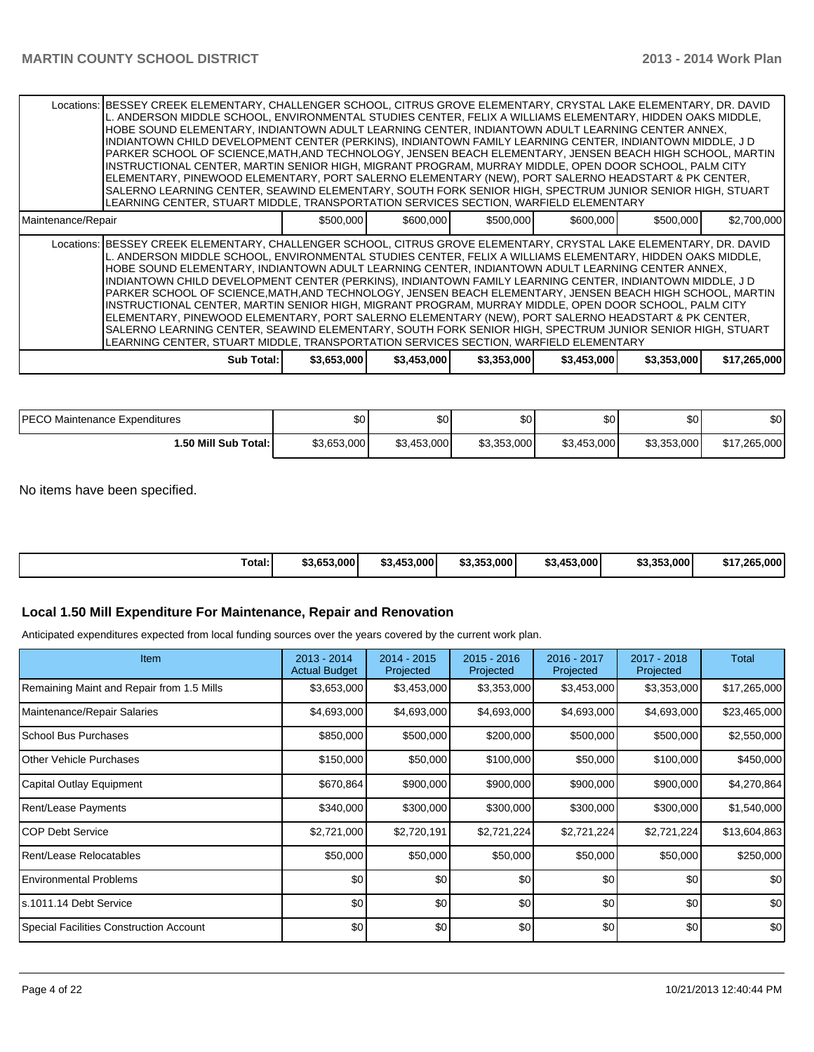| | | | | | | |
|---|---|---|---|---|---|---|
| Locations: | BESSEY CREEK ELEMENTARY, CHALLENGER SCHOOL, CITRUS GROVE ELEMENTARY, CRYSTAL LAKE ELEMENTARY, DR. DAVID L. ANDERSON MIDDLE SCHOOL, ENVIRONMENTAL STUDIES CENTER, FELIX A WILLIAMS ELEMENTARY, HIDDEN OAKS MIDDLE, HOBE SOUND ELEMENTARY, INDIANTOWN ADULT LEARNING CENTER, INDIANTOWN ADULT LEARNING CENTER ANNEX, INDIANTOWN CHILD DEVELOPMENT CENTER (PERKINS), INDIANTOWN FAMILY LEARNING CENTER, INDIANTOWN MIDDLE, J D PARKER SCHOOL OF SCIENCE,MATH,AND TECHNOLOGY, JENSEN BEACH ELEMENTARY, JENSEN BEACH HIGH SCHOOL, MARTIN INSTRUCTIONAL CENTER, MARTIN SENIOR HIGH, MIGRANT PROGRAM, MURRAY MIDDLE, OPEN DOOR SCHOOL, PALM CITY ELEMENTARY, PINEWOOD ELEMENTARY, PORT SALERNO ELEMENTARY (NEW), PORT SALERNO HEADSTART & PK CENTER, SALERNO LEARNING CENTER, SEAWIND ELEMENTARY, SOUTH FORK SENIOR HIGH, SPECTRUM JUNIOR SENIOR HIGH, STUART LEARNING CENTER, STUART MIDDLE, TRANSPORTATION SERVICES SECTION, WARFIELD ELEMENTARY | | | | | |
| Maintenance/Repair | | $500,000 | $600,000 | $500,000 | $600,000 | $500,000 | $2,700,000 |
| Locations: | BESSEY CREEK ELEMENTARY, CHALLENGER SCHOOL, CITRUS GROVE ELEMENTARY, CRYSTAL LAKE ELEMENTARY, DR. DAVID L. ANDERSON MIDDLE SCHOOL, ENVIRONMENTAL STUDIES CENTER, FELIX A WILLIAMS ELEMENTARY, HIDDEN OAKS MIDDLE, HOBE SOUND ELEMENTARY, INDIANTOWN ADULT LEARNING CENTER, INDIANTOWN ADULT LEARNING CENTER ANNEX, INDIANTOWN CHILD DEVELOPMENT CENTER (PERKINS), INDIANTOWN FAMILY LEARNING CENTER, INDIANTOWN MIDDLE, J D PARKER SCHOOL OF SCIENCE,MATH,AND TECHNOLOGY, JENSEN BEACH ELEMENTARY, JENSEN BEACH HIGH SCHOOL, MARTIN INSTRUCTIONAL CENTER, MARTIN SENIOR HIGH, MIGRANT PROGRAM, MURRAY MIDDLE, OPEN DOOR SCHOOL, PALM CITY ELEMENTARY, PINEWOOD ELEMENTARY, PORT SALERNO ELEMENTARY (NEW), PORT SALERNO HEADSTART & PK CENTER, SALERNO LEARNING CENTER, SEAWIND ELEMENTARY, SOUTH FORK SENIOR HIGH, SPECTRUM JUNIOR SENIOR HIGH, STUART LEARNING CENTER, STUART MIDDLE, TRANSPORTATION SERVICES SECTION, WARFIELD ELEMENTARY | | | | | |
| | **Sub Total:** | **$3,653,000** | **$3,453,000** | **$3,353,000** | **$3,453,000** | **$3,353,000** | **$17,265,000** |

| | | | | | | |
|---|---|---|---|---|---|---|
| PECO Maintenance Expenditures | $0 | $0 | $0 | $0 | $0 | $0 |
| **1.50 Mill Sub Total:** | $3,653,000 | $3,453,000 | $3,353,000 | $3,453,000 | $3,353,000 | $17,265,000 |

No items have been specified.

| | | | | | | |
|---|---|---|---|---|---|---|
| **Total:** | **$3,653,000** | **$3,453,000** | **$3,353,000** | **$3,453,000** | **$3,353,000** | **$17,265,000** |

## Local 1.50 Mill Expenditure For Maintenance, Repair and Renovation

Anticipated expenditures expected from local funding sources over the years covered by the current work plan.

| Item | 2013 - 2014 Actual Budget | 2014 - 2015 Projected | 2015 - 2016 Projected | 2016 - 2017 Projected | 2017 - 2018 Projected | Total |
|---|---|---|---|---|---|---|
| Remaining Maint and Repair from 1.5 Mills | $3,653,000 | $3,453,000 | $3,353,000 | $3,453,000 | $3,353,000 | $17,265,000 |
| Maintenance/Repair Salaries | $4,693,000 | $4,693,000 | $4,693,000 | $4,693,000 | $4,693,000 | $23,465,000 |
| School Bus Purchases | $850,000 | $500,000 | $200,000 | $500,000 | $500,000 | $2,550,000 |
| Other Vehicle Purchases | $150,000 | $50,000 | $100,000 | $50,000 | $100,000 | $450,000 |
| Capital Outlay Equipment | $670,864 | $900,000 | $900,000 | $900,000 | $900,000 | $4,270,864 |
| Rent/Lease Payments | $340,000 | $300,000 | $300,000 | $300,000 | $300,000 | $1,540,000 |
| COP Debt Service | $2,721,000 | $2,720,191 | $2,721,224 | $2,721,224 | $2,721,224 | $13,604,863 |
| Rent/Lease Relocatables | $50,000 | $50,000 | $50,000 | $50,000 | $50,000 | $250,000 |
| Environmental Problems | $0 | $0 | $0 | $0 | $0 | $0 |
| s.1011.14 Debt Service | $0 | $0 | $0 | $0 | $0 | $0 |
| Special Facilities Construction Account | $0 | $0 | $0 | $0 | $0 | $0 |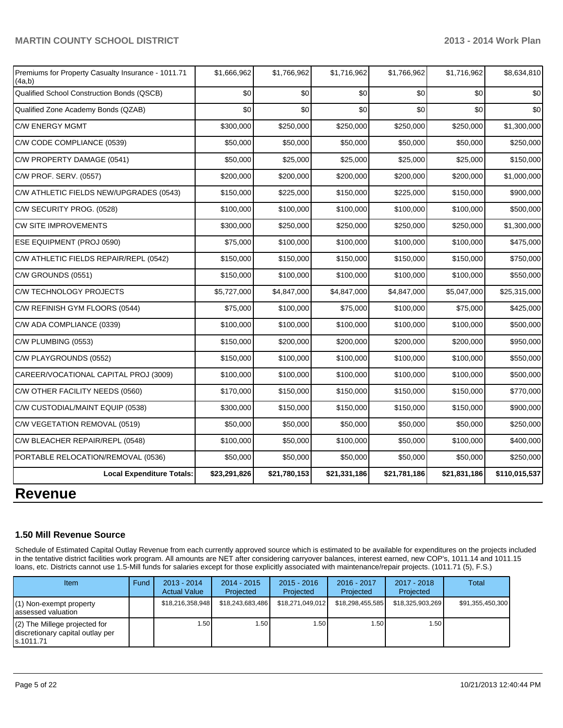| Premiums for Property Casualty Insurance - 1011.71 (4a,b) | $1,666,962 | $1,766,962 | $1,716,962 | $1,766,962 | $1,716,962 | $8,634,810 |
|---|---|---|---|---|---|---|
| Qualified School Construction Bonds (QSCB) | $0 | $0 | $0 | $0 | $0 | $0 |
| Qualified Zone Academy Bonds (QZAB) | $0 | $0 | $0 | $0 | $0 | $0 |
| C/W ENERGY MGMT | $300,000 | $250,000 | $250,000 | $250,000 | $250,000 | $1,300,000 |
| C/W CODE COMPLIANCE (0539) | $50,000 | $50,000 | $50,000 | $50,000 | $50,000 | $250,000 |
| C/W PROPERTY DAMAGE (0541) | $50,000 | $25,000 | $25,000 | $25,000 | $25,000 | $150,000 |
| C/W PROF. SERV. (0557) | $200,000 | $200,000 | $200,000 | $200,000 | $200,000 | $1,000,000 |
| C/W ATHLETIC FIELDS NEW/UPGRADES (0543) | $150,000 | $225,000 | $150,000 | $225,000 | $150,000 | $900,000 |
| C/W SECURITY PROG. (0528) | $100,000 | $100,000 | $100,000 | $100,000 | $100,000 | $500,000 |
| CW SITE IMPROVEMENTS | $300,000 | $250,000 | $250,000 | $250,000 | $250,000 | $1,300,000 |
| ESE EQUIPMENT (PROJ 0590) | $75,000 | $100,000 | $100,000 | $100,000 | $100,000 | $475,000 |
| C/W ATHLETIC FIELDS REPAIR/REPL (0542) | $150,000 | $150,000 | $150,000 | $150,000 | $150,000 | $750,000 |
| C/W GROUNDS (0551) | $150,000 | $100,000 | $100,000 | $100,000 | $100,000 | $550,000 |
| C/W TECHNOLOGY PROJECTS | $5,727,000 | $4,847,000 | $4,847,000 | $4,847,000 | $5,047,000 | $25,315,000 |
| C/W REFINISH GYM FLOORS (0544) | $75,000 | $100,000 | $75,000 | $100,000 | $75,000 | $425,000 |
| C/W ADA COMPLIANCE (0339) | $100,000 | $100,000 | $100,000 | $100,000 | $100,000 | $500,000 |
| C/W PLUMBING (0553) | $150,000 | $200,000 | $200,000 | $200,000 | $200,000 | $950,000 |
| C/W PLAYGROUNDS (0552) | $150,000 | $100,000 | $100,000 | $100,000 | $100,000 | $550,000 |
| CAREER/VOCATIONAL CAPITAL PROJ (3009) | $100,000 | $100,000 | $100,000 | $100,000 | $100,000 | $500,000 |
| C/W OTHER FACILITY NEEDS (0560) | $170,000 | $150,000 | $150,000 | $150,000 | $150,000 | $770,000 |
| C/W CUSTODIAL/MAINT EQUIP (0538) | $300,000 | $150,000 | $150,000 | $150,000 | $150,000 | $900,000 |
| C/W VEGETATION REMOVAL (0519) | $50,000 | $50,000 | $50,000 | $50,000 | $50,000 | $250,000 |
| C/W BLEACHER REPAIR/REPL (0548) | $100,000 | $50,000 | $100,000 | $50,000 | $100,000 | $400,000 |
| PORTABLE RELOCATION/REMOVAL (0536) | $50,000 | $50,000 | $50,000 | $50,000 | $50,000 | $250,000 |
| **Local Expenditure Totals:** | **$23,291,826** | **$21,780,153** | **$21,331,186** | **$21,781,186** | **$21,831,186** | **$110,015,537** |

# Revenue

### 1.50 Mill Revenue Source

Schedule of Estimated Capital Outlay Revenue from each currently approved source which is estimated to be available for expenditures on the projects included in the tentative district facilities work program. All amounts are NET after considering carryover balances, interest earned, new COP's, 1011.14 and 1011.15 loans, etc. Districts cannot use 1.5-Mill funds for salaries except for those explicitly associated with maintenance/repair projects. (1011.71 (5), F.S.)

| Item | Fund | 2013 - 2014 Actual Value | 2014 - 2015 Projected | 2015 - 2016 Projected | 2016 - 2017 Projected | 2017 - 2018 Projected | Total |
|---|---|---|---|---|---|---|---|
| (1) Non-exempt property assessed valuation | | $18,216,358,948 | $18,243,683,486 | $18,271,049,012 | $18,298,455,585 | $18,325,903,269 | $91,355,450,300 |
| (2) The Millege projected for discretionary capital outlay per s.1011.71 | | 1.50 | 1.50 | 1.50 | 1.50 | 1.50 | |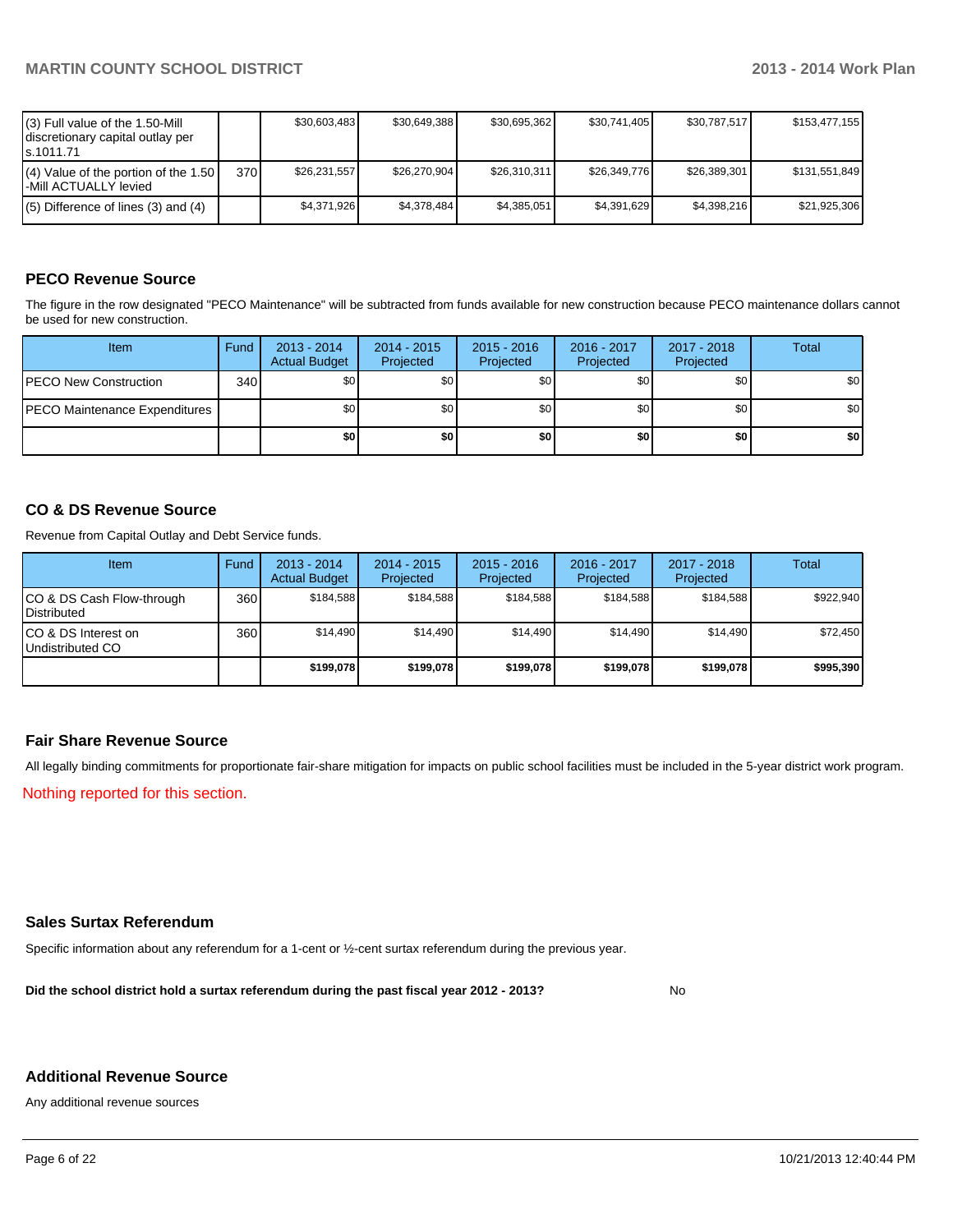| | | | | | | | |
|---|---|---|---|---|---|---|---|
| (3) Full value of the 1.50-Mill discretionary capital outlay per s.1011.71 | | $30,603,483 | $30,649,388 | $30,695,362 | $30,741,405 | $30,787,517 | $153,477,155 |
| (4) Value of the portion of the 1.50 -Mill ACTUALLY levied | 370 | $26,231,557 | $26,270,904 | $26,310,311 | $26,349,776 | $26,389,301 | $131,551,849 |
| (5) Difference of lines (3) and (4) | | $4,371,926 | $4,378,484 | $4,385,051 | $4,391,629 | $4,398,216 | $21,925,306 |

## PECO Revenue Source

The figure in the row designated "PECO Maintenance" will be subtracted from funds available for new construction because PECO maintenance dollars cannot be used for new construction.

| Item | Fund | 2013 - 2014 Actual Budget | 2014 - 2015 Projected | 2015 - 2016 Projected | 2016 - 2017 Projected | 2017 - 2018 Projected | Total |
|---|---|---|---|---|---|---|---|
| PECO New Construction | 340 | $0 | $0 | $0 | $0 | $0 | $0 |
| PECO Maintenance Expenditures | | $0 | $0 | $0 | $0 | $0 | $0 |
| | | **$0** | **$0** | **$0** | **$0** | **$0** | **$0** |

## CO & DS Revenue Source

Revenue from Capital Outlay and Debt Service funds.

| Item | Fund | 2013 - 2014 Actual Budget | 2014 - 2015 Projected | 2015 - 2016 Projected | 2016 - 2017 Projected | 2017 - 2018 Projected | Total |
|---|---|---|---|---|---|---|---|
| CO & DS Cash Flow-through Distributed | 360 | $184,588 | $184,588 | $184,588 | $184,588 | $184,588 | $922,940 |
| CO & DS Interest on Undistributed CO | 360 | $14,490 | $14,490 | $14,490 | $14,490 | $14,490 | $72,450 |
| | | **$199,078** | **$199,078** | **$199,078** | **$199,078** | **$199,078** | **$995,390** |

## Fair Share Revenue Source

All legally binding commitments for proportionate fair-share mitigation for impacts on public school facilities must be included in the 5-year district work program.

Nothing reported for this section.

## Sales Surtax Referendum

Specific information about any referendum for a 1-cent or ½-cent surtax referendum during the previous year.

**Did the school district hold a surtax referendum during the past fiscal year 2012 - 2013?** No

## Additional Revenue Source

Any additional revenue sources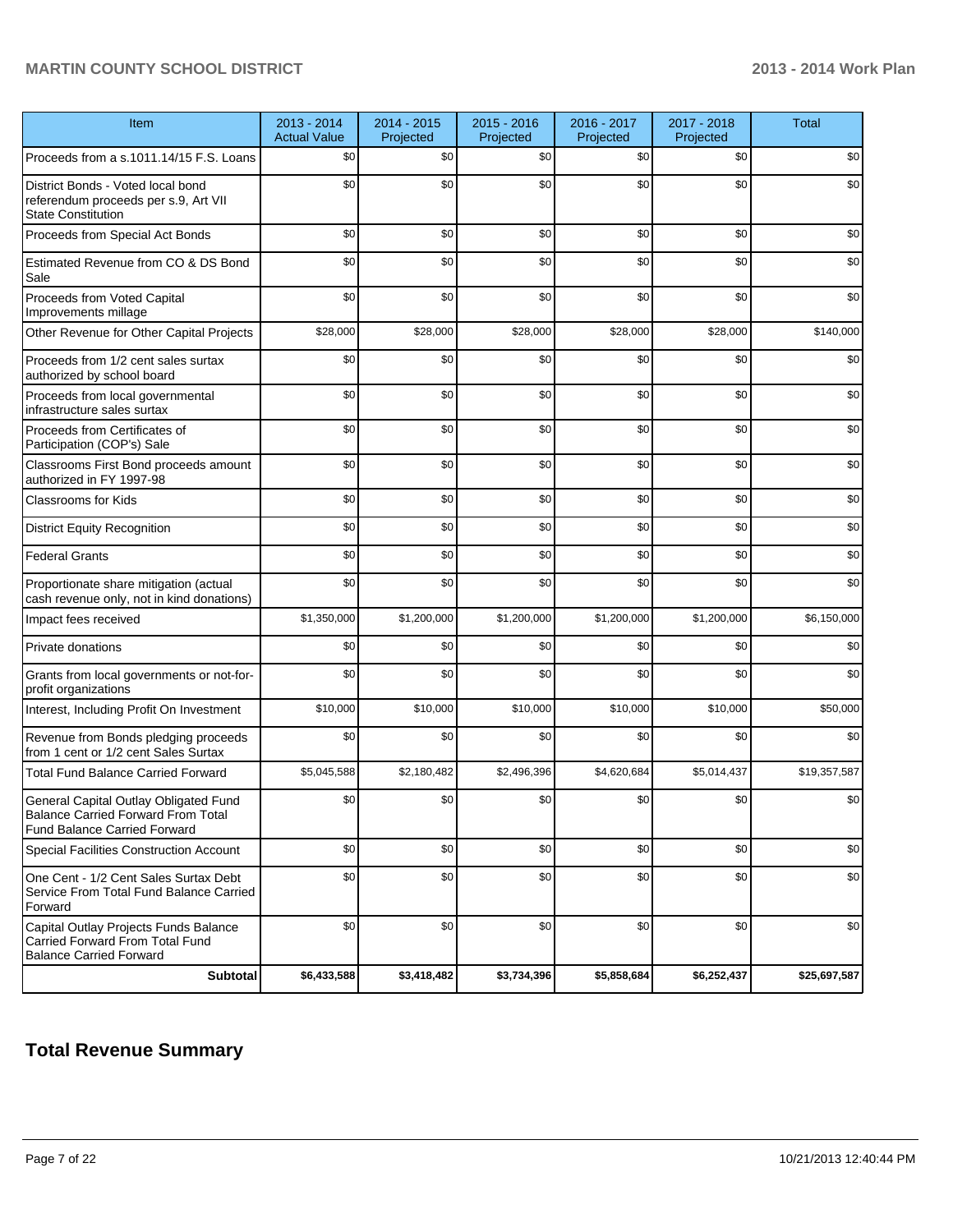| Item | 2013 - 2014 Actual Value | 2014 - 2015 Projected | 2015 - 2016 Projected | 2016 - 2017 Projected | 2017 - 2018 Projected | Total |
|---|---|---|---|---|---|---|
| Proceeds from a s.1011.14/15 F.S. Loans | $0 | $0 | $0 | $0 | $0 | $0 |
| District Bonds - Voted local bond referendum proceeds per s.9, Art VII State Constitution | $0 | $0 | $0 | $0 | $0 | $0 |
| Proceeds from Special Act Bonds | $0 | $0 | $0 | $0 | $0 | $0 |
| Estimated Revenue from CO & DS Bond Sale | $0 | $0 | $0 | $0 | $0 | $0 |
| Proceeds from Voted Capital Improvements millage | $0 | $0 | $0 | $0 | $0 | $0 |
| Other Revenue for Other Capital Projects | $28,000 | $28,000 | $28,000 | $28,000 | $28,000 | $140,000 |
| Proceeds from 1/2 cent sales surtax authorized by school board | $0 | $0 | $0 | $0 | $0 | $0 |
| Proceeds from local governmental infrastructure sales surtax | $0 | $0 | $0 | $0 | $0 | $0 |
| Proceeds from Certificates of Participation (COP's) Sale | $0 | $0 | $0 | $0 | $0 | $0 |
| Classrooms First Bond proceeds amount authorized in FY 1997-98 | $0 | $0 | $0 | $0 | $0 | $0 |
| Classrooms for Kids | $0 | $0 | $0 | $0 | $0 | $0 |
| District Equity Recognition | $0 | $0 | $0 | $0 | $0 | $0 |
| Federal Grants | $0 | $0 | $0 | $0 | $0 | $0 |
| Proportionate share mitigation (actual cash revenue only, not in kind donations) | $0 | $0 | $0 | $0 | $0 | $0 |
| Impact fees received | $1,350,000 | $1,200,000 | $1,200,000 | $1,200,000 | $1,200,000 | $6,150,000 |
| Private donations | $0 | $0 | $0 | $0 | $0 | $0 |
| Grants from local governments or not-for-profit organizations | $0 | $0 | $0 | $0 | $0 | $0 |
| Interest, Including Profit On Investment | $10,000 | $10,000 | $10,000 | $10,000 | $10,000 | $50,000 |
| Revenue from Bonds pledging proceeds from 1 cent or 1/2 cent Sales Surtax | $0 | $0 | $0 | $0 | $0 | $0 |
| Total Fund Balance Carried Forward | $5,045,588 | $2,180,482 | $2,496,396 | $4,620,684 | $5,014,437 | $19,357,587 |
| General Capital Outlay Obligated Fund Balance Carried Forward From Total Fund Balance Carried Forward | $0 | $0 | $0 | $0 | $0 | $0 |
| Special Facilities Construction Account | $0 | $0 | $0 | $0 | $0 | $0 |
| One Cent - 1/2 Cent Sales Surtax Debt Service From Total Fund Balance Carried Forward | $0 | $0 | $0 | $0 | $0 | $0 |
| Capital Outlay Projects Funds Balance Carried Forward From Total Fund Balance Carried Forward | $0 | $0 | $0 | $0 | $0 | $0 |
| **Subtotal** | **$6,433,588** | **$3,418,482** | **$3,734,396** | **$5,858,684** | **$6,252,437** | **$25,697,587** |

## Total Revenue Summary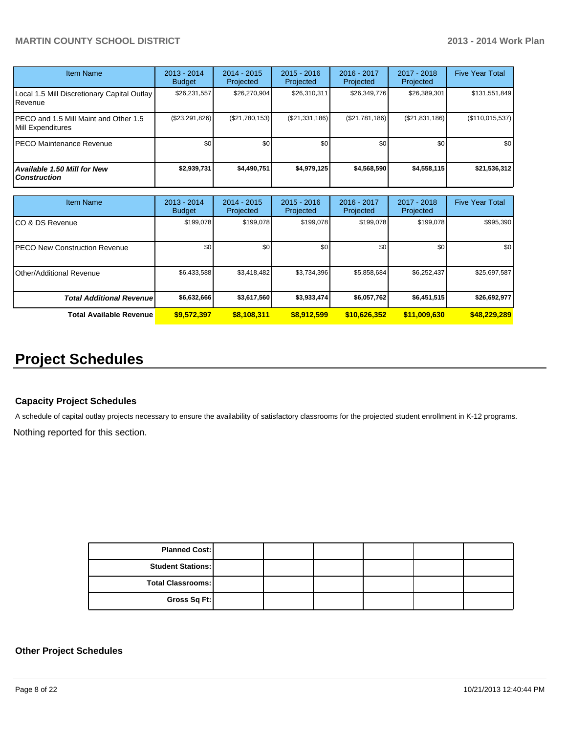| Item Name | 2013 - 2014 Budget | 2014 - 2015 Projected | 2015 - 2016 Projected | 2016 - 2017 Projected | 2017 - 2018 Projected | Five Year Total |
|---|---|---|---|---|---|---|
| Local 1.5 Mill Discretionary Capital Outlay Revenue | $26,231,557 | $26,270,904 | $26,310,311 | $26,349,776 | $26,389,301 | $131,551,849 |
| PECO and 1.5 Mill Maint and Other 1.5 Mill Expenditures | ($23,291,826) | ($21,780,153) | ($21,331,186) | ($21,781,186) | ($21,831,186) | ($110,015,537) |
| PECO Maintenance Revenue | $0 | $0 | $0 | $0 | $0 | $0 |
| ***Available 1.50 Mill for New Construction*** | **$2,939,731** | **$4,490,751** | **$4,979,125** | **$4,568,590** | **$4,558,115** | **$21,536,312** |

| Item Name | 2013 - 2014 Budget | 2014 - 2015 Projected | 2015 - 2016 Projected | 2016 - 2017 Projected | 2017 - 2018 Projected | Five Year Total |
|---|---|---|---|---|---|---|
| CO & DS Revenue | $199,078 | $199,078 | $199,078 | $199,078 | $199,078 | $995,390 |
| PECO New Construction Revenue | $0 | $0 | $0 | $0 | $0 | $0 |
| Other/Additional Revenue | $6,433,588 | $3,418,482 | $3,734,396 | $5,858,684 | $6,252,437 | $25,697,587 |
| ***Total Additional Revenue*** | **$6,632,666** | **$3,617,560** | **$3,933,474** | **$6,057,762** | **$6,451,515** | **$26,692,977** |
| **Total Available Revenue** | **$9,572,397** | **$8,108,311** | **$8,912,599** | **$10,626,352** | **$11,009,630** | **$48,229,289** |

# Project Schedules

### Capacity Project Schedules

A schedule of capital outlay projects necessary to ensure the availability of satisfactory classrooms for the projected student enrollment in K-12 programs.

Nothing reported for this section.

| | | | | | |
|---|---|---|---|---|---|
| **Planned Cost:** | | | | | |
| **Student Stations:** | | | | | |
| **Total Classrooms:** | | | | | |
| **Gross Sq Ft:** | | | | | |

### Other Project Schedules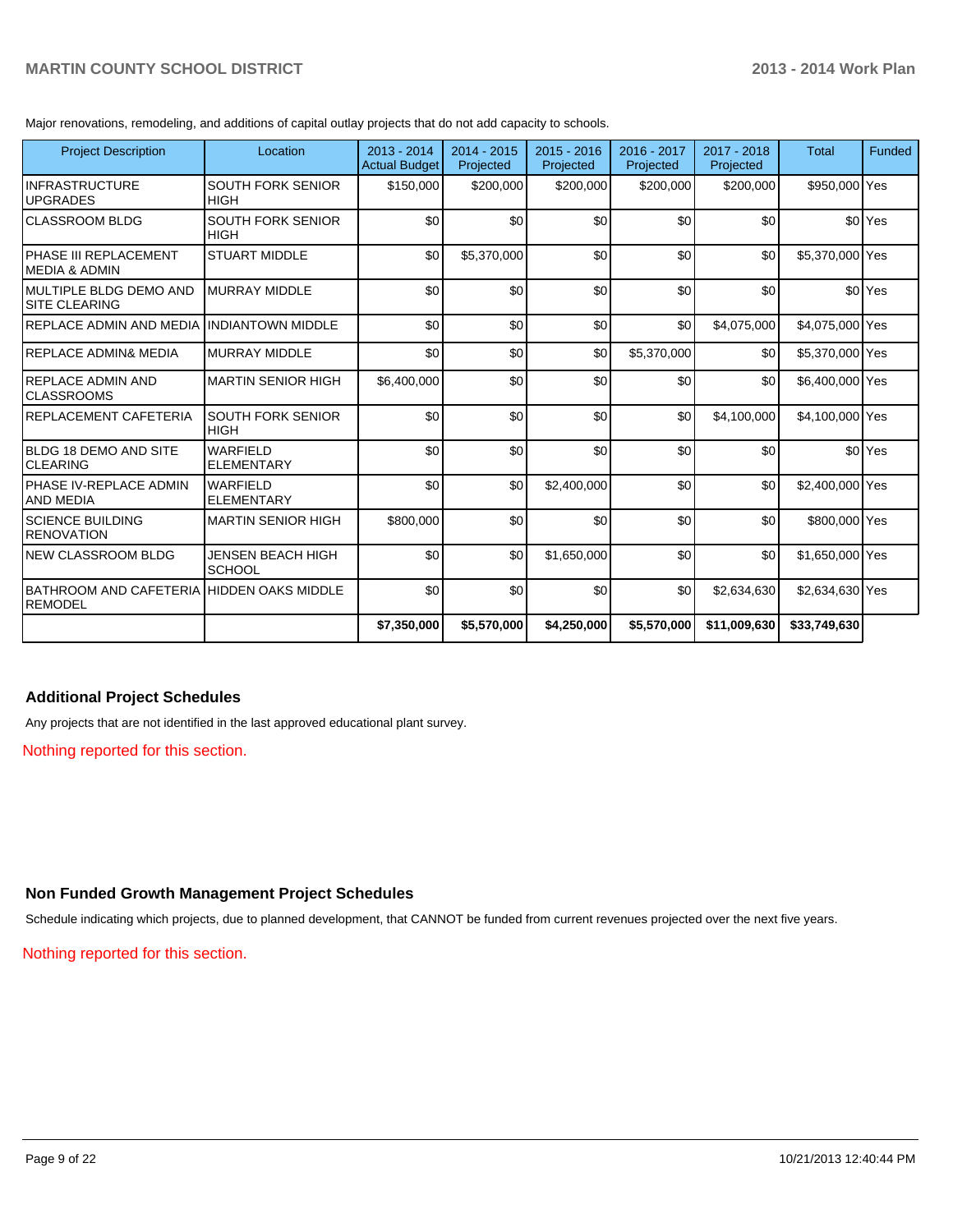Major renovations, remodeling, and additions of capital outlay projects that do not add capacity to schools.

| Project Description | Location | 2013 - 2014 Actual Budget | 2014 - 2015 Projected | 2015 - 2016 Projected | 2016 - 2017 Projected | 2017 - 2018 Projected | Total | Funded |
|---|---|---|---|---|---|---|---|---|
| INFRASTRUCTURE UPGRADES | SOUTH FORK SENIOR HIGH | $150,000 | $200,000 | $200,000 | $200,000 | $200,000 | $950,000 | Yes |
| CLASSROOM BLDG | SOUTH FORK SENIOR HIGH | $0 | $0 | $0 | $0 | $0 | $0 | Yes |
| PHASE III REPLACEMENT MEDIA & ADMIN | STUART MIDDLE | $0 | $5,370,000 | $0 | $0 | $0 | $5,370,000 | Yes |
| MULTIPLE BLDG DEMO AND SITE CLEARING | MURRAY MIDDLE | $0 | $0 | $0 | $0 | $0 | $0 | Yes |
| REPLACE ADMIN AND MEDIA | INDIANTOWN MIDDLE | $0 | $0 | $0 | $0 | $4,075,000 | $4,075,000 | Yes |
| REPLACE ADMIN& MEDIA | MURRAY MIDDLE | $0 | $0 | $0 | $5,370,000 | $0 | $5,370,000 | Yes |
| REPLACE ADMIN AND CLASSROOMS | MARTIN SENIOR HIGH | $6,400,000 | $0 | $0 | $0 | $0 | $6,400,000 | Yes |
| REPLACEMENT CAFETERIA | SOUTH FORK SENIOR HIGH | $0 | $0 | $0 | $0 | $4,100,000 | $4,100,000 | Yes |
| BLDG 18 DEMO AND SITE CLEARING | WARFIELD ELEMENTARY | $0 | $0 | $0 | $0 | $0 | $0 | Yes |
| PHASE IV-REPLACE ADMIN AND MEDIA | WARFIELD ELEMENTARY | $0 | $0 | $2,400,000 | $0 | $0 | $2,400,000 | Yes |
| SCIENCE BUILDING RENOVATION | MARTIN SENIOR HIGH | $800,000 | $0 | $0 | $0 | $0 | $800,000 | Yes |
| NEW CLASSROOM BLDG | JENSEN BEACH HIGH SCHOOL | $0 | $0 | $1,650,000 | $0 | $0 | $1,650,000 | Yes |
| BATHROOM AND CAFETERIA REMODEL | HIDDEN OAKS MIDDLE | $0 | $0 | $0 | $0 | $2,634,630 | $2,634,630 | Yes |
| | | **$7,350,000** | **$5,570,000** | **$4,250,000** | **$5,570,000** | **$11,009,630** | **$33,749,630** | |

## Additional Project Schedules

Any projects that are not identified in the last approved educational plant survey.

Nothing reported for this section.

## Non Funded Growth Management Project Schedules

Schedule indicating which projects, due to planned development, that CANNOT be funded from current revenues projected over the next five years.

Nothing reported for this section.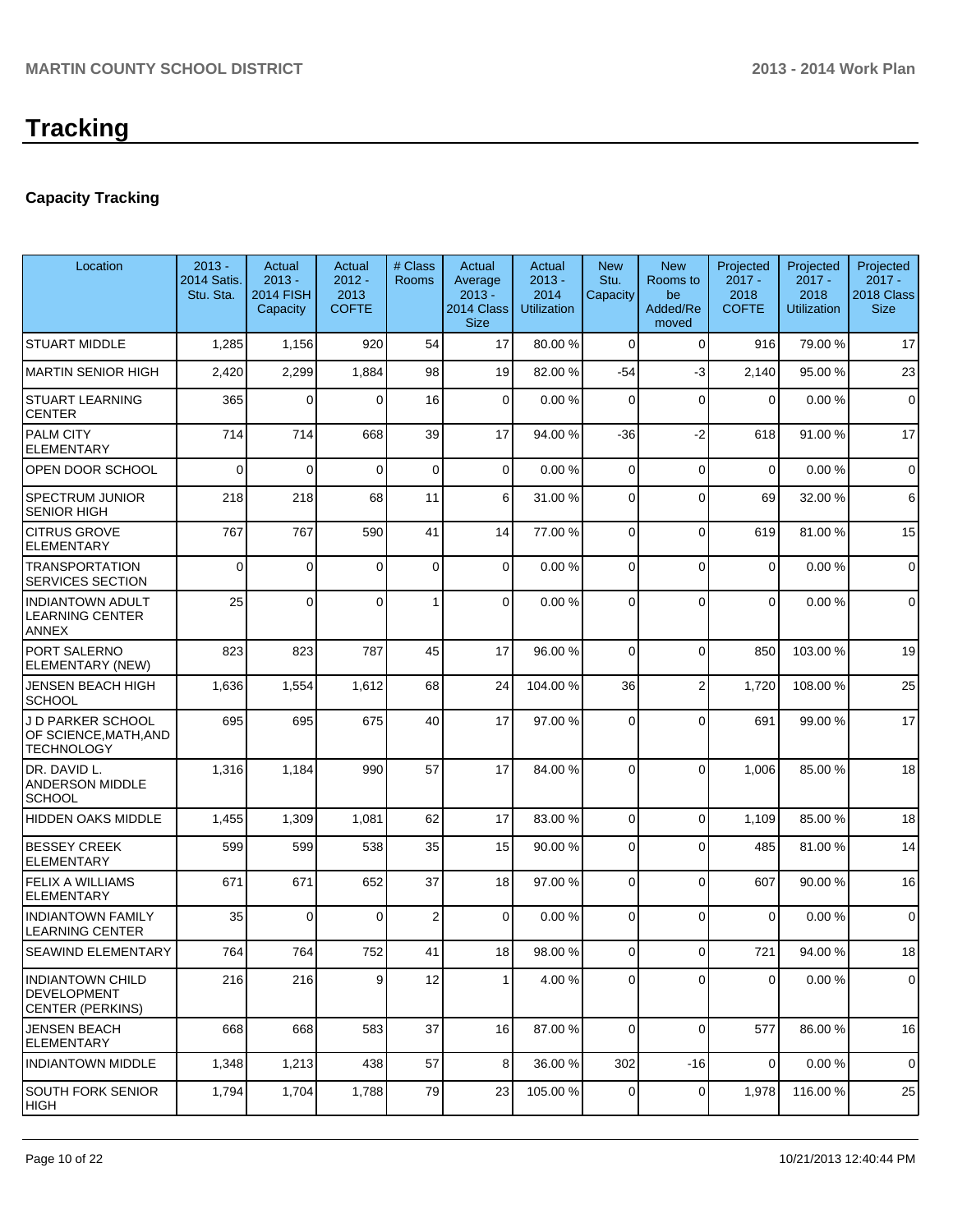# Tracking

## Capacity Tracking

| Location | 2013 - 2014 Satis. Stu. Sta. | Actual 2013 - 2014 FISH Capacity | Actual 2012 - 2013 COFTE | # Class Rooms | Actual Average 2013 - 2014 Class Size | Actual 2013 - 2014 Utilization | New Stu. Capacity | New Rooms to be Added/Removed | Projected 2017 - 2018 COFTE | Projected 2017 - 2018 Utilization | Projected 2017 - 2018 Class Size |
|---|---|---|---|---|---|---|---|---|---|---|---|
| STUART MIDDLE | 1,285 | 1,156 | 920 | 54 | 17 | 80.00 % | 0 | 0 | 916 | 79.00 % | 17 |
| MARTIN SENIOR HIGH | 2,420 | 2,299 | 1,884 | 98 | 19 | 82.00 % | -54 | -3 | 2,140 | 95.00 % | 23 |
| STUART LEARNING CENTER | 365 | 0 | 0 | 16 | 0 | 0.00 % | 0 | 0 | 0 | 0.00 % | 0 |
| PALM CITY ELEMENTARY | 714 | 714 | 668 | 39 | 17 | 94.00 % | -36 | -2 | 618 | 91.00 % | 17 |
| OPEN DOOR SCHOOL | 0 | 0 | 0 | 0 | 0 | 0.00 % | 0 | 0 | 0 | 0.00 % | 0 |
| SPECTRUM JUNIOR SENIOR HIGH | 218 | 218 | 68 | 11 | 6 | 31.00 % | 0 | 0 | 69 | 32.00 % | 6 |
| CITRUS GROVE ELEMENTARY | 767 | 767 | 590 | 41 | 14 | 77.00 % | 0 | 0 | 619 | 81.00 % | 15 |
| TRANSPORTATION SERVICES SECTION | 0 | 0 | 0 | 0 | 0 | 0.00 % | 0 | 0 | 0 | 0.00 % | 0 |
| INDIANTOWN ADULT LEARNING CENTER ANNEX | 25 | 0 | 0 | 1 | 0 | 0.00 % | 0 | 0 | 0 | 0.00 % | 0 |
| PORT SALERNO ELEMENTARY (NEW) | 823 | 823 | 787 | 45 | 17 | 96.00 % | 0 | 0 | 850 | 103.00 % | 19 |
| JENSEN BEACH HIGH SCHOOL | 1,636 | 1,554 | 1,612 | 68 | 24 | 104.00 % | 36 | 2 | 1,720 | 108.00 % | 25 |
| J D PARKER SCHOOL OF SCIENCE,MATH,AND TECHNOLOGY | 695 | 695 | 675 | 40 | 17 | 97.00 % | 0 | 0 | 691 | 99.00 % | 17 |
| DR. DAVID L. ANDERSON MIDDLE SCHOOL | 1,316 | 1,184 | 990 | 57 | 17 | 84.00 % | 0 | 0 | 1,006 | 85.00 % | 18 |
| HIDDEN OAKS MIDDLE | 1,455 | 1,309 | 1,081 | 62 | 17 | 83.00 % | 0 | 0 | 1,109 | 85.00 % | 18 |
| BESSEY CREEK ELEMENTARY | 599 | 599 | 538 | 35 | 15 | 90.00 % | 0 | 0 | 485 | 81.00 % | 14 |
| FELIX A WILLIAMS ELEMENTARY | 671 | 671 | 652 | 37 | 18 | 97.00 % | 0 | 0 | 607 | 90.00 % | 16 |
| INDIANTOWN FAMILY LEARNING CENTER | 35 | 0 | 0 | 2 | 0 | 0.00 % | 0 | 0 | 0 | 0.00 % | 0 |
| SEAWIND ELEMENTARY | 764 | 764 | 752 | 41 | 18 | 98.00 % | 0 | 0 | 721 | 94.00 % | 18 |
| INDIANTOWN CHILD DEVELOPMENT CENTER (PERKINS) | 216 | 216 | 9 | 12 | 1 | 4.00 % | 0 | 0 | 0 | 0.00 % | 0 |
| JENSEN BEACH ELEMENTARY | 668 | 668 | 583 | 37 | 16 | 87.00 % | 0 | 0 | 577 | 86.00 % | 16 |
| INDIANTOWN MIDDLE | 1,348 | 1,213 | 438 | 57 | 8 | 36.00 % | 302 | -16 | 0 | 0.00 % | 0 |
| SOUTH FORK SENIOR HIGH | 1,794 | 1,704 | 1,788 | 79 | 23 | 105.00 % | 0 | 0 | 1,978 | 116.00 % | 25 |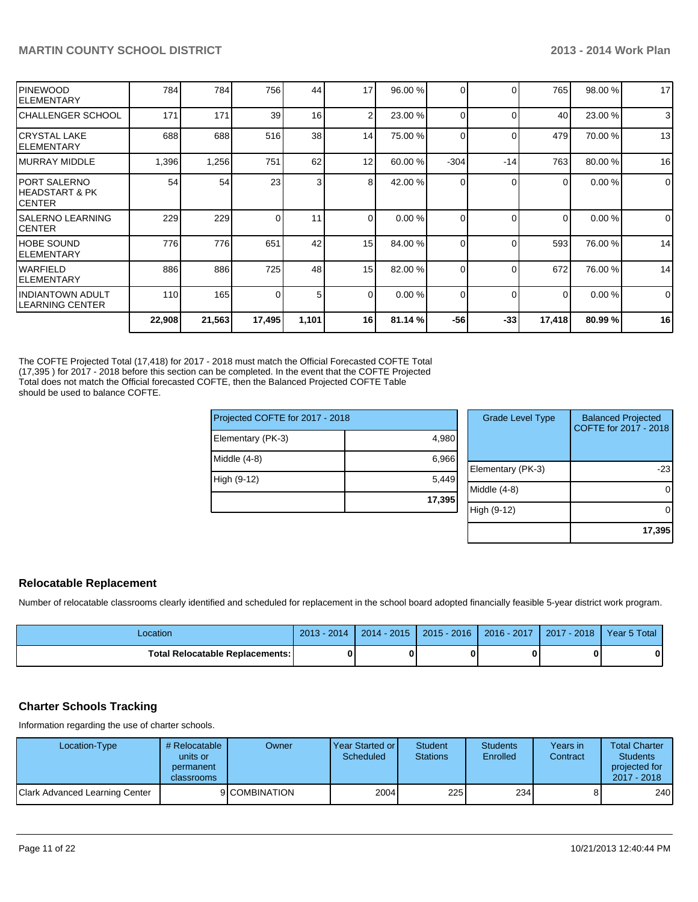| | | | | | | | | | | |
|---|---|---|---|---|---|---|---|---|---|---|
| PINEWOOD ELEMENTARY | 784 | 784 | 756 | 44 | 17 | 96.00 % | 0 | 0 | 765 | 98.00 % | 17 |
| CHALLENGER SCHOOL | 171 | 171 | 39 | 16 | 2 | 23.00 % | 0 | 0 | 40 | 23.00 % | 3 |
| CRYSTAL LAKE ELEMENTARY | 688 | 688 | 516 | 38 | 14 | 75.00 % | 0 | 0 | 479 | 70.00 % | 13 |
| MURRAY MIDDLE | 1,396 | 1,256 | 751 | 62 | 12 | 60.00 % | -304 | -14 | 763 | 80.00 % | 16 |
| PORT SALERNO HEADSTART & PK CENTER | 54 | 54 | 23 | 3 | 8 | 42.00 % | 0 | 0 | 0 | 0.00 % | 0 |
| SALERNO LEARNING CENTER | 229 | 229 | 0 | 11 | 0 | 0.00 % | 0 | 0 | 0 | 0.00 % | 0 |
| HOBE SOUND ELEMENTARY | 776 | 776 | 651 | 42 | 15 | 84.00 % | 0 | 0 | 593 | 76.00 % | 14 |
| WARFIELD ELEMENTARY | 886 | 886 | 725 | 48 | 15 | 82.00 % | 0 | 0 | 672 | 76.00 % | 14 |
| INDIANTOWN ADULT LEARNING CENTER | 110 | 165 | 0 | 5 | 0 | 0.00 % | 0 | 0 | 0 | 0.00 % | 0 |
| | **22,908** | **21,563** | **17,495** | **1,101** | **16** | **81.14 %** | **-56** | **-33** | **17,418** | **80.99 %** | **16** |

The COFTE Projected Total (17,418) for 2017 - 2018 must match the Official Forecasted COFTE Total (17,395 ) for 2017 - 2018 before this section can be completed. In the event that the COFTE Projected Total does not match the Official forecasted COFTE, then the Balanced Projected COFTE Table should be used to balance COFTE.

| Projected COFTE for 2017 - 2018 | |
|---|---|
| Elementary (PK-3) | 4,980 |
| Middle (4-8) | 6,966 |
| High (9-12) | 5,449 |
| | **17,395** |

| Grade Level Type | Balanced Projected COFTE for 2017 - 2018 |
|---|---|
| Elementary (PK-3) | -23 |
| Middle (4-8) | 0 |
| High (9-12) | 0 |
| | **17,395** |

## Relocatable Replacement

Number of relocatable classrooms clearly identified and scheduled for replacement in the school board adopted financially feasible 5-year district work program.

| Location | 2013 - 2014 | 2014 - 2015 | 2015 - 2016 | 2016 - 2017 | 2017 - 2018 | Year 5 Total |
|---|---|---|---|---|---|---|
| **Total Relocatable Replacements:** | **0** | **0** | **0** | **0** | **0** | **0** |

## Charter Schools Tracking

Information regarding the use of charter schools.

| Location-Type | # Relocatable units or permanent classrooms | Owner | Year Started or Scheduled | Student Stations | Students Enrolled | Years in Contract | Total Charter Students projected for 2017 - 2018 |
|---|---|---|---|---|---|---|---|
| Clark Advanced Learning Center | 9 | COMBINATION | 2004 | 225 | 234 | 8 | 240 |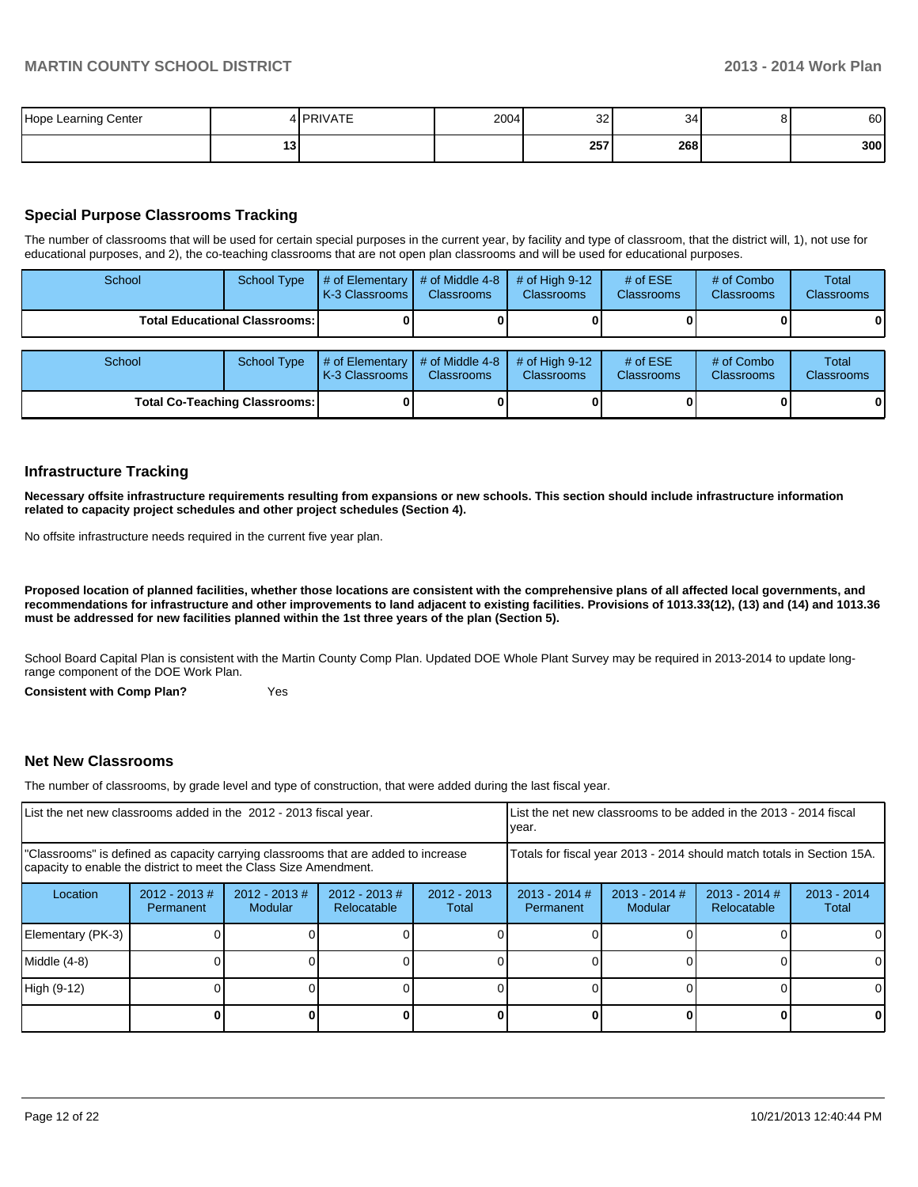| Hope Learning Center | 4 | PRIVATE | 2004 | 32 | 34 | 8 | 60 |
|---|---|---|---|---|---|---|---|
| | **13** | | | **257** | **268** | | **300** |

## Special Purpose Classrooms Tracking

The number of classrooms that will be used for certain special purposes in the current year, by facility and type of classroom, that the district will, 1), not use for educational purposes, and 2), the co-teaching classrooms that are not open plan classrooms and will be used for educational purposes.

| School | School Type | # of Elementary K-3 Classrooms | # of Middle 4-8 Classrooms | # of High 9-12 Classrooms | # of ESE Classrooms | # of Combo Classrooms | Total Classrooms |
|---|---|---|---|---|---|---|---|
| **Total Educational Classrooms:** | | **0** | **0** | **0** | **0** | **0** | **0** |

| School | School Type | # of Elementary K-3 Classrooms | # of Middle 4-8 Classrooms | # of High 9-12 Classrooms | # of ESE Classrooms | # of Combo Classrooms | Total Classrooms |
|---|---|---|---|---|---|---|---|
| **Total Co-Teaching Classrooms:** | | **0** | **0** | **0** | **0** | **0** | **0** |

## Infrastructure Tracking

**Necessary offsite infrastructure requirements resulting from expansions or new schools. This section should include infrastructure information related to capacity project schedules and other project schedules (Section 4).**

No offsite infrastructure needs required in the current five year plan.

**Proposed location of planned facilities, whether those locations are consistent with the comprehensive plans of all affected local governments, and recommendations for infrastructure and other improvements to land adjacent to existing facilities. Provisions of 1013.33(12), (13) and (14) and 1013.36 must be addressed for new facilities planned within the 1st three years of the plan (Section 5).**

School Board Capital Plan is consistent with the Martin County Comp Plan. Updated DOE Whole Plant Survey may be required in 2013-2014 to update long-range component of the DOE Work Plan.

**Consistent with Comp Plan?** Yes

## Net New Classrooms

The number of classrooms, by grade level and type of construction, that were added during the last fiscal year.

| List the net new classrooms added in the 2012 - 2013 fiscal year. | | | | | List the net new classrooms to be added in the 2013 - 2014 fiscal year. | | | |
|---|---|---|---|---|---|---|---|---|
| "Classrooms" is defined as capacity carrying classrooms that are added to increase capacity to enable the district to meet the Class Size Amendment. | | | | | Totals for fiscal year 2013 - 2014 should match totals in Section 15A. | | | |
| Location | 2012 - 2013 # Permanent | 2012 - 2013 # Modular | 2012 - 2013 # Relocatable | 2012 - 2013 Total | 2013 - 2014 # Permanent | 2013 - 2014 # Modular | 2013 - 2014 # Relocatable | 2013 - 2014 Total |
| Elementary (PK-3) | 0 | 0 | 0 | 0 | 0 | 0 | 0 | 0 |
| Middle (4-8) | 0 | 0 | 0 | 0 | 0 | 0 | 0 | 0 |
| High (9-12) | 0 | 0 | 0 | 0 | 0 | 0 | 0 | 0 |
| | **0** | **0** | **0** | **0** | **0** | **0** | **0** | **0** |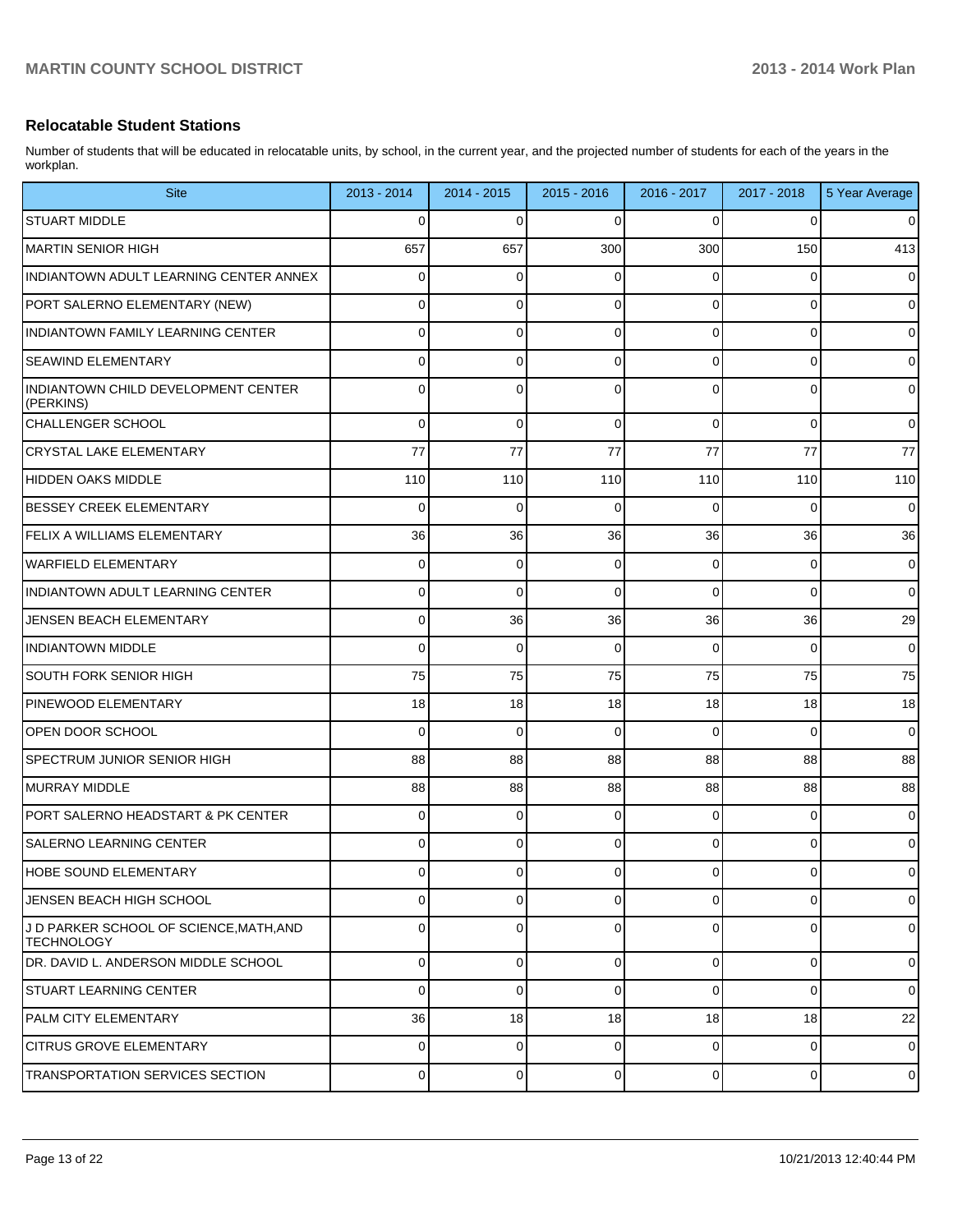## Relocatable Student Stations

Number of students that will be educated in relocatable units, by school, in the current year, and the projected number of students for each of the years in the workplan.

| Site | 2013 - 2014 | 2014 - 2015 | 2015 - 2016 | 2016 - 2017 | 2017 - 2018 | 5 Year Average |
|---|---|---|---|---|---|---|
| STUART MIDDLE | 0 | 0 | 0 | 0 | 0 | 0 |
| MARTIN SENIOR HIGH | 657 | 657 | 300 | 300 | 150 | 413 |
| INDIANTOWN ADULT LEARNING CENTER ANNEX | 0 | 0 | 0 | 0 | 0 | 0 |
| PORT SALERNO ELEMENTARY (NEW) | 0 | 0 | 0 | 0 | 0 | 0 |
| INDIANTOWN FAMILY LEARNING CENTER | 0 | 0 | 0 | 0 | 0 | 0 |
| SEAWIND ELEMENTARY | 0 | 0 | 0 | 0 | 0 | 0 |
| INDIANTOWN CHILD DEVELOPMENT CENTER (PERKINS) | 0 | 0 | 0 | 0 | 0 | 0 |
| CHALLENGER SCHOOL | 0 | 0 | 0 | 0 | 0 | 0 |
| CRYSTAL LAKE ELEMENTARY | 77 | 77 | 77 | 77 | 77 | 77 |
| HIDDEN OAKS MIDDLE | 110 | 110 | 110 | 110 | 110 | 110 |
| BESSEY CREEK ELEMENTARY | 0 | 0 | 0 | 0 | 0 | 0 |
| FELIX A WILLIAMS ELEMENTARY | 36 | 36 | 36 | 36 | 36 | 36 |
| WARFIELD ELEMENTARY | 0 | 0 | 0 | 0 | 0 | 0 |
| INDIANTOWN ADULT LEARNING CENTER | 0 | 0 | 0 | 0 | 0 | 0 |
| JENSEN BEACH ELEMENTARY | 0 | 36 | 36 | 36 | 36 | 29 |
| INDIANTOWN MIDDLE | 0 | 0 | 0 | 0 | 0 | 0 |
| SOUTH FORK SENIOR HIGH | 75 | 75 | 75 | 75 | 75 | 75 |
| PINEWOOD ELEMENTARY | 18 | 18 | 18 | 18 | 18 | 18 |
| OPEN DOOR SCHOOL | 0 | 0 | 0 | 0 | 0 | 0 |
| SPECTRUM JUNIOR SENIOR HIGH | 88 | 88 | 88 | 88 | 88 | 88 |
| MURRAY MIDDLE | 88 | 88 | 88 | 88 | 88 | 88 |
| PORT SALERNO HEADSTART & PK CENTER | 0 | 0 | 0 | 0 | 0 | 0 |
| SALERNO LEARNING CENTER | 0 | 0 | 0 | 0 | 0 | 0 |
| HOBE SOUND ELEMENTARY | 0 | 0 | 0 | 0 | 0 | 0 |
| JENSEN BEACH HIGH SCHOOL | 0 | 0 | 0 | 0 | 0 | 0 |
| J D PARKER SCHOOL OF SCIENCE,MATH,AND TECHNOLOGY | 0 | 0 | 0 | 0 | 0 | 0 |
| DR. DAVID L. ANDERSON MIDDLE SCHOOL | 0 | 0 | 0 | 0 | 0 | 0 |
| STUART LEARNING CENTER | 0 | 0 | 0 | 0 | 0 | 0 |
| PALM CITY ELEMENTARY | 36 | 18 | 18 | 18 | 18 | 22 |
| CITRUS GROVE ELEMENTARY | 0 | 0 | 0 | 0 | 0 | 0 |
| TRANSPORTATION SERVICES SECTION | 0 | 0 | 0 | 0 | 0 | 0 |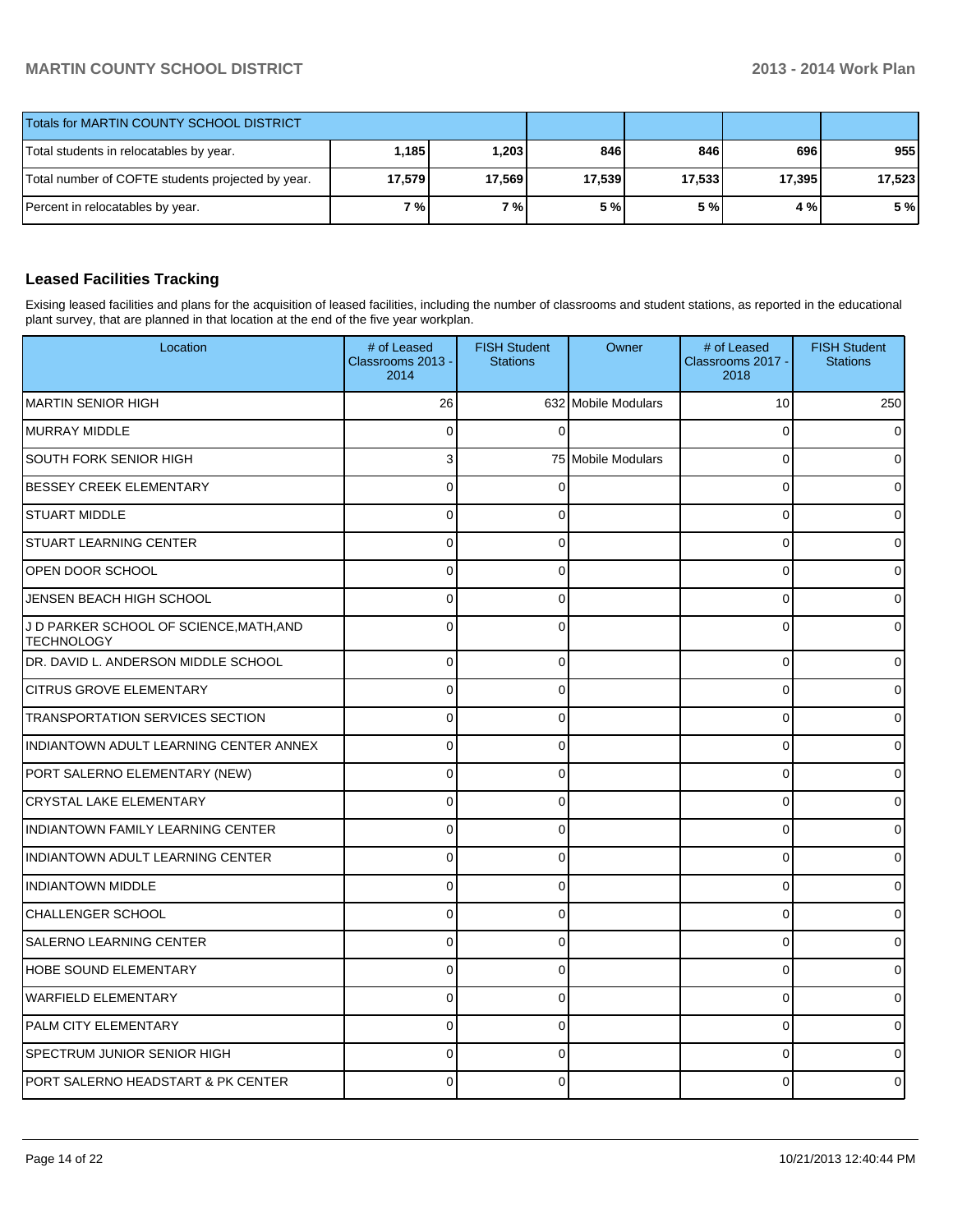| Totals for MARTIN COUNTY SCHOOL DISTRICT | | | | | | |
|---|---|---|---|---|---|---|
| Total students in relocatables by year. | 1,185 | 1,203 | 846 | 846 | 696 | 955 |
| Total number of COFTE students projected by year. | 17,579 | 17,569 | 17,539 | 17,533 | 17,395 | 17,523 |
| Percent in relocatables by year. | 7 % | 7 % | 5 % | 5 % | 4 % | 5 % |

## Leased Facilities Tracking

Exising leased facilities and plans for the acquisition of leased facilities, including the number of classrooms and student stations, as reported in the educational plant survey, that are planned in that location at the end of the five year workplan.

| Location | # of Leased Classrooms 2013 - 2014 | FISH Student Stations | Owner | # of Leased Classrooms 2017 - 2018 | FISH Student Stations |
|---|---|---|---|---|---|
| MARTIN SENIOR HIGH | 26 | 632 | Mobile Modulars | 10 | 250 |
| MURRAY MIDDLE | 0 | 0 | | 0 | 0 |
| SOUTH FORK SENIOR HIGH | 3 | 75 | Mobile Modulars | 0 | 0 |
| BESSEY CREEK ELEMENTARY | 0 | 0 | | 0 | 0 |
| STUART MIDDLE | 0 | 0 | | 0 | 0 |
| STUART LEARNING CENTER | 0 | 0 | | 0 | 0 |
| OPEN DOOR SCHOOL | 0 | 0 | | 0 | 0 |
| JENSEN BEACH HIGH SCHOOL | 0 | 0 | | 0 | 0 |
| J D PARKER SCHOOL OF SCIENCE,MATH,AND TECHNOLOGY | 0 | 0 | | 0 | 0 |
| DR. DAVID L. ANDERSON MIDDLE SCHOOL | 0 | 0 | | 0 | 0 |
| CITRUS GROVE ELEMENTARY | 0 | 0 | | 0 | 0 |
| TRANSPORTATION SERVICES SECTION | 0 | 0 | | 0 | 0 |
| INDIANTOWN ADULT LEARNING CENTER ANNEX | 0 | 0 | | 0 | 0 |
| PORT SALERNO ELEMENTARY (NEW) | 0 | 0 | | 0 | 0 |
| CRYSTAL LAKE ELEMENTARY | 0 | 0 | | 0 | 0 |
| INDIANTOWN FAMILY LEARNING CENTER | 0 | 0 | | 0 | 0 |
| INDIANTOWN ADULT LEARNING CENTER | 0 | 0 | | 0 | 0 |
| INDIANTOWN MIDDLE | 0 | 0 | | 0 | 0 |
| CHALLENGER SCHOOL | 0 | 0 | | 0 | 0 |
| SALERNO LEARNING CENTER | 0 | 0 | | 0 | 0 |
| HOBE SOUND ELEMENTARY | 0 | 0 | | 0 | 0 |
| WARFIELD ELEMENTARY | 0 | 0 | | 0 | 0 |
| PALM CITY ELEMENTARY | 0 | 0 | | 0 | 0 |
| SPECTRUM JUNIOR SENIOR HIGH | 0 | 0 | | 0 | 0 |
| PORT SALERNO HEADSTART & PK CENTER | 0 | 0 | | 0 | 0 |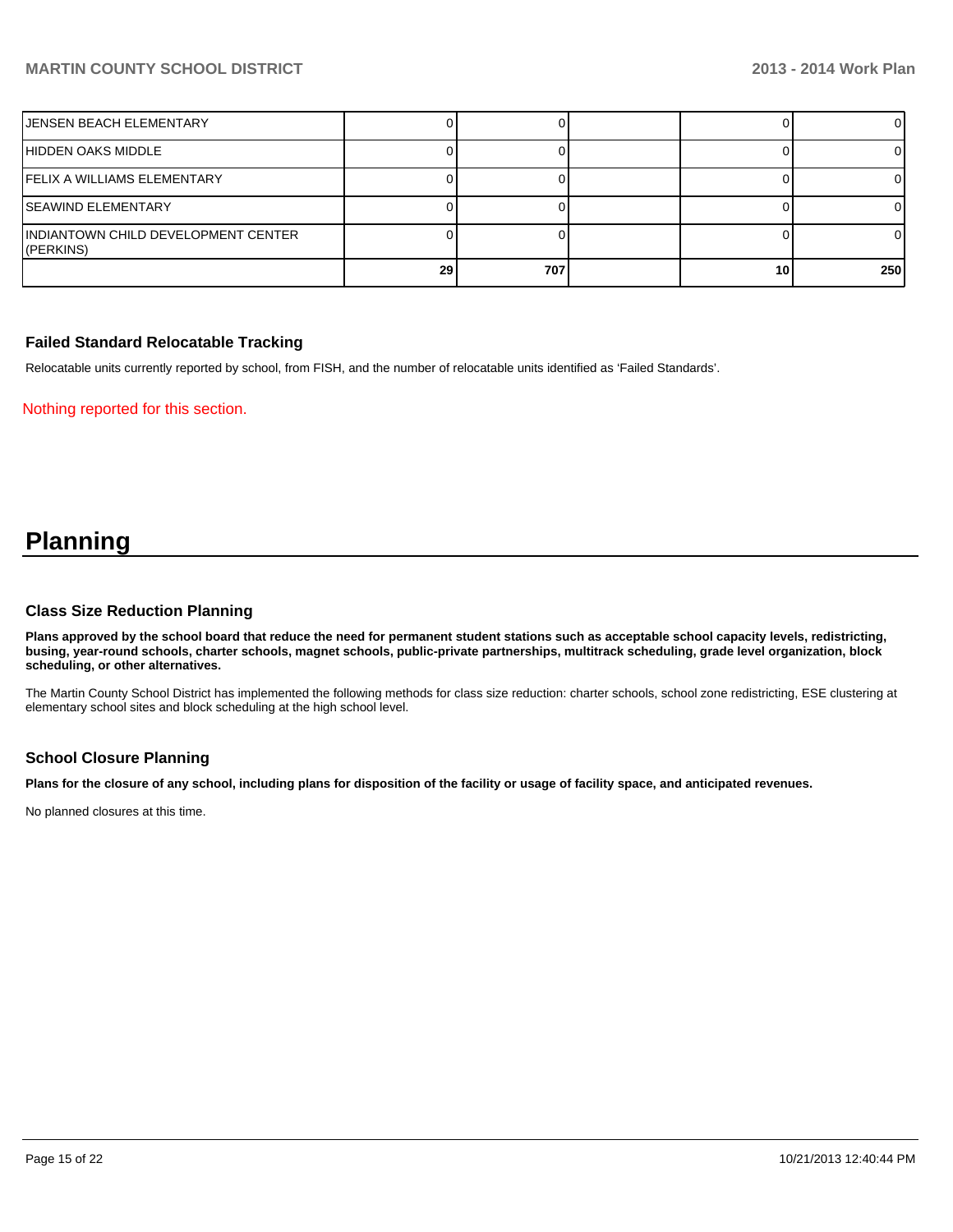| | | | | | |
|---|---|---|---|---|---|
| JENSEN BEACH ELEMENTARY | 0 | 0 | | 0 | 0 |
| HIDDEN OAKS MIDDLE | 0 | 0 | | 0 | 0 |
| FELIX A WILLIAMS ELEMENTARY | 0 | 0 | | 0 | 0 |
| SEAWIND ELEMENTARY | 0 | 0 | | 0 | 0 |
| INDIANTOWN CHILD DEVELOPMENT CENTER (PERKINS) | 0 | 0 | | 0 | 0 |
| | **29** | **707** | | **10** | **250** |

### Failed Standard Relocatable Tracking

Relocatable units currently reported by school, from FISH, and the number of relocatable units identified as 'Failed Standards'.

Nothing reported for this section.

# Planning

### Class Size Reduction Planning

**Plans approved by the school board that reduce the need for permanent student stations such as acceptable school capacity levels, redistricting, busing, year-round schools, charter schools, magnet schools, public-private partnerships, multitrack scheduling, grade level organization, block scheduling, or other alternatives.**

The Martin County School District has implemented the following methods for class size reduction: charter schools, school zone redistricting, ESE clustering at elementary school sites and block scheduling at the high school level.

### School Closure Planning

**Plans for the closure of any school, including plans for disposition of the facility or usage of facility space, and anticipated revenues.**

No planned closures at this time.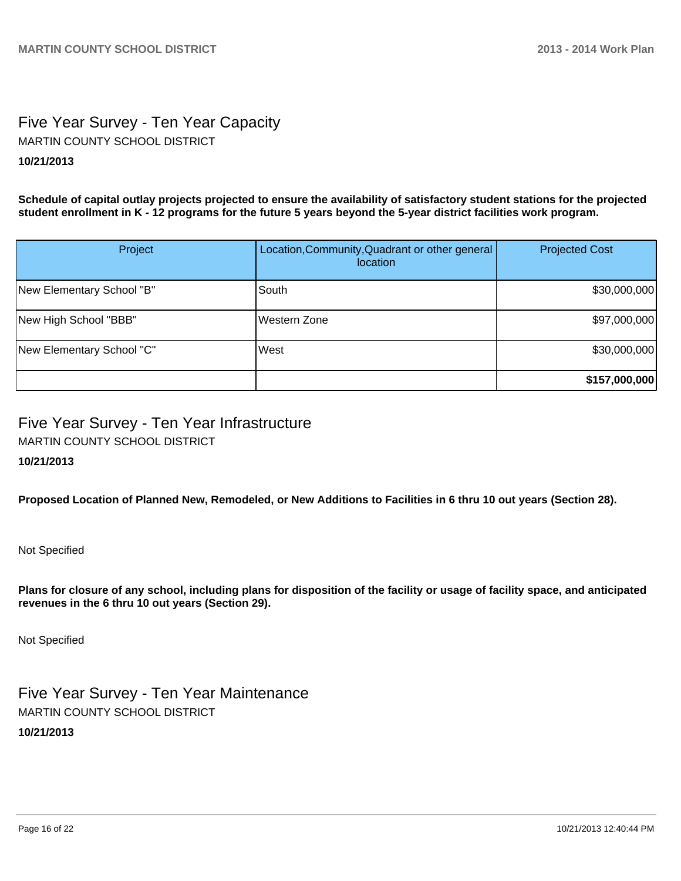# Five Year Survey - Ten Year Capacity

MARTIN COUNTY SCHOOL DISTRICT

**10/21/2013**

**Schedule of capital outlay projects projected to ensure the availability of satisfactory student stations for the projected student enrollment in K - 12 programs for the future 5 years beyond the 5-year district facilities work program.**

| Project | Location,Community,Quadrant or other general location | Projected Cost |
|---|---|---|
| New Elementary School "B" | South | $30,000,000 |
| New High School "BBB" | Western Zone | $97,000,000 |
| New Elementary School "C" | West | $30,000,000 |
| | | **$157,000,000** |

# Five Year Survey - Ten Year Infrastructure

MARTIN COUNTY SCHOOL DISTRICT

**10/21/2013**

**Proposed Location of Planned New, Remodeled, or New Additions to Facilities in 6 thru 10 out years (Section 28).**

Not Specified

**Plans for closure of any school, including plans for disposition of the facility or usage of facility space, and anticipated revenues in the 6 thru 10 out years (Section 29).**

Not Specified

# Five Year Survey - Ten Year Maintenance

MARTIN COUNTY SCHOOL DISTRICT

**10/21/2013**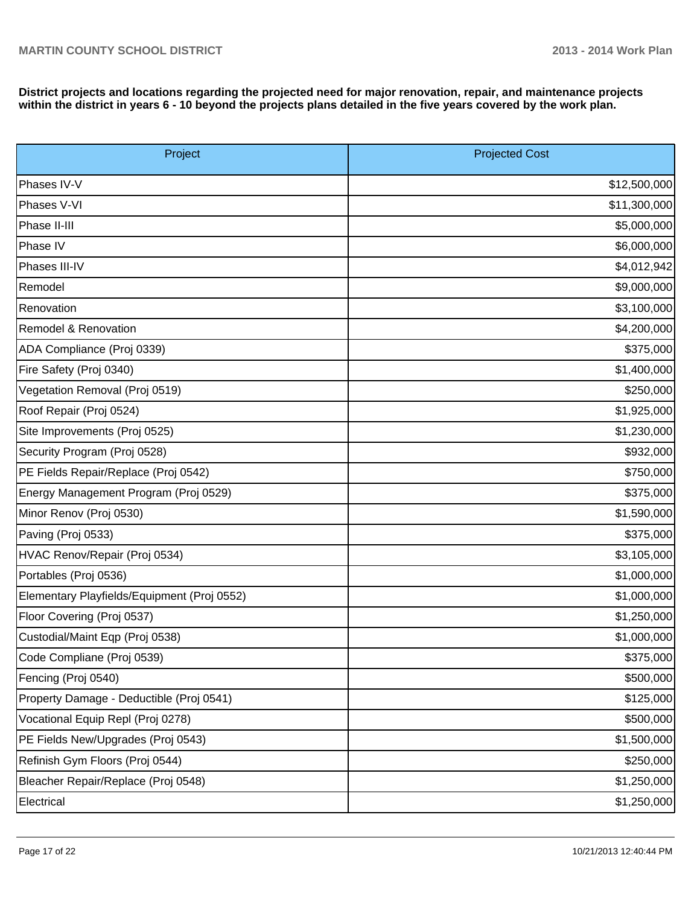**District projects and locations regarding the projected need for major renovation, repair, and maintenance projects within the district in years 6 - 10 beyond the projects plans detailed in the five years covered by the work plan.**

| Project | Projected Cost |
|---|---:|
| Phases IV-V | $12,500,000 |
| Phases V-VI | $11,300,000 |
| Phase II-III | $5,000,000 |
| Phase IV | $6,000,000 |
| Phases III-IV | $4,012,942 |
| Remodel | $9,000,000 |
| Renovation | $3,100,000 |
| Remodel & Renovation | $4,200,000 |
| ADA Compliance (Proj 0339) | $375,000 |
| Fire Safety (Proj 0340) | $1,400,000 |
| Vegetation Removal (Proj 0519) | $250,000 |
| Roof Repair (Proj 0524) | $1,925,000 |
| Site Improvements (Proj 0525) | $1,230,000 |
| Security Program (Proj 0528) | $932,000 |
| PE Fields Repair/Replace (Proj 0542) | $750,000 |
| Energy Management Program (Proj 0529) | $375,000 |
| Minor Renov (Proj 0530) | $1,590,000 |
| Paving (Proj 0533) | $375,000 |
| HVAC Renov/Repair (Proj 0534) | $3,105,000 |
| Portables (Proj 0536) | $1,000,000 |
| Elementary Playfields/Equipment (Proj 0552) | $1,000,000 |
| Floor Covering (Proj 0537) | $1,250,000 |
| Custodial/Maint Eqp (Proj 0538) | $1,000,000 |
| Code Compliane (Proj 0539) | $375,000 |
| Fencing (Proj 0540) | $500,000 |
| Property Damage - Deductible (Proj 0541) | $125,000 |
| Vocational Equip Repl (Proj 0278) | $500,000 |
| PE Fields New/Upgrades (Proj 0543) | $1,500,000 |
| Refinish Gym Floors (Proj 0544) | $250,000 |
| Bleacher Repair/Replace (Proj 0548) | $1,250,000 |
| Electrical | $1,250,000 |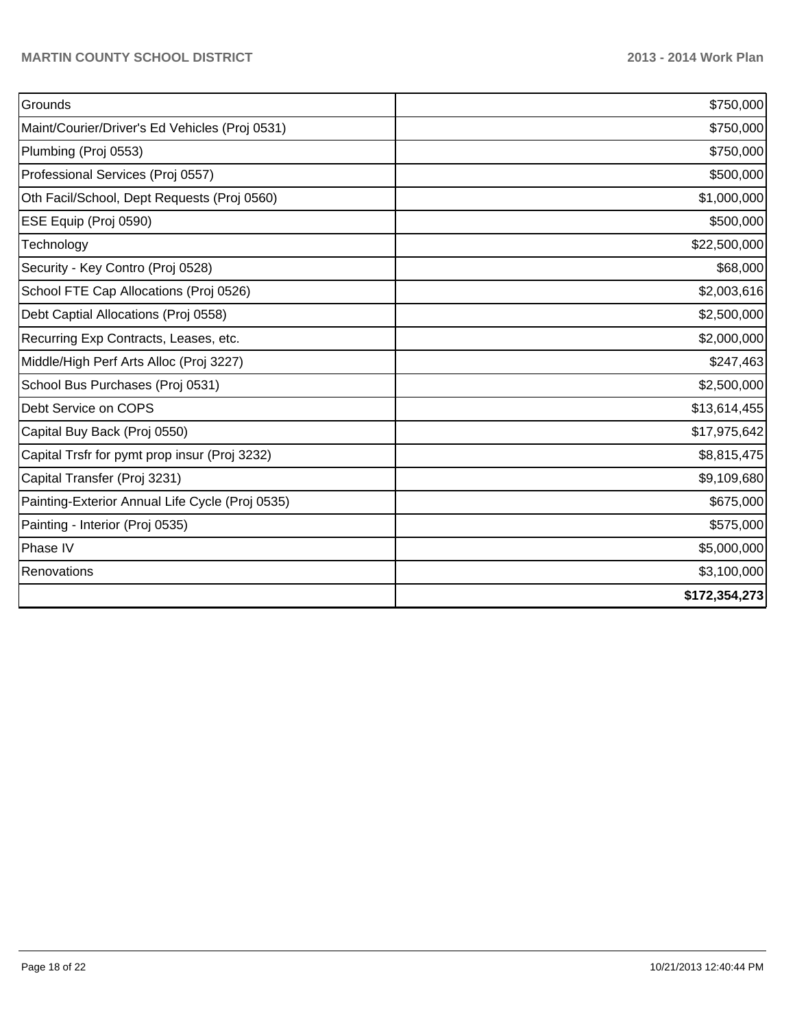| | |
|---|---|
| Grounds | $750,000 |
| Maint/Courier/Driver's Ed Vehicles (Proj 0531) | $750,000 |
| Plumbing (Proj 0553) | $750,000 |
| Professional Services (Proj 0557) | $500,000 |
| Oth Facil/School, Dept Requests (Proj 0560) | $1,000,000 |
| ESE Equip (Proj 0590) | $500,000 |
| Technology | $22,500,000 |
| Security - Key Contro (Proj 0528) | $68,000 |
| School FTE Cap Allocations (Proj 0526) | $2,003,616 |
| Debt Captial Allocations (Proj 0558) | $2,500,000 |
| Recurring Exp Contracts, Leases, etc. | $2,000,000 |
| Middle/High Perf Arts Alloc (Proj 3227) | $247,463 |
| School Bus Purchases (Proj 0531) | $2,500,000 |
| Debt Service on COPS | $13,614,455 |
| Capital Buy Back (Proj 0550) | $17,975,642 |
| Capital Trsfr for pymt prop insur (Proj 3232) | $8,815,475 |
| Capital Transfer (Proj 3231) | $9,109,680 |
| Painting-Exterior Annual Life Cycle (Proj 0535) | $675,000 |
| Painting - Interior (Proj 0535) | $575,000 |
| Phase IV | $5,000,000 |
| Renovations | $3,100,000 |
| | **$172,354,273** |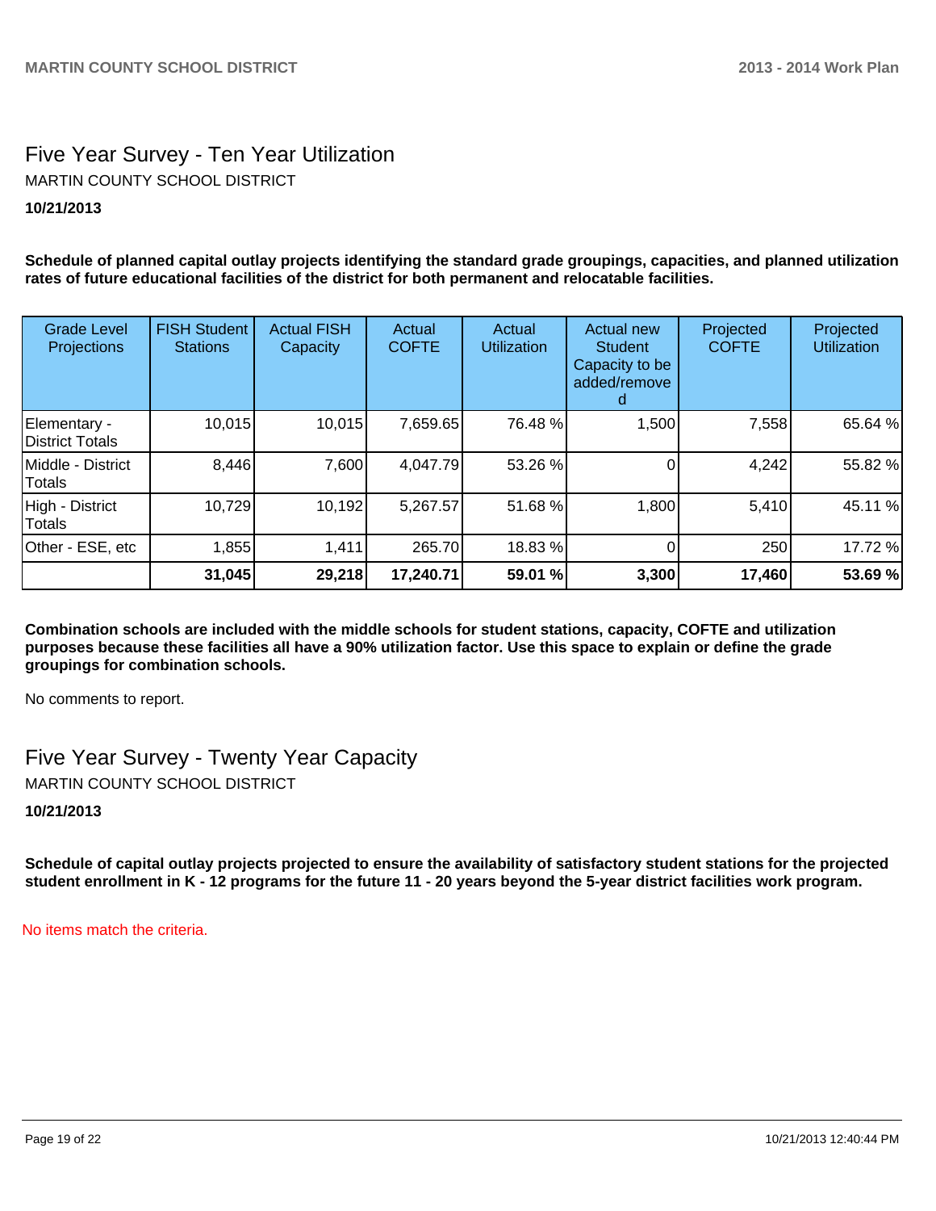# Five Year Survey - Ten Year Utilization

MARTIN COUNTY SCHOOL DISTRICT

**10/21/2013**

**Schedule of planned capital outlay projects identifying the standard grade groupings, capacities, and planned utilization rates of future educational facilities of the district for both permanent and relocatable facilities.**

| Grade Level Projections | FISH Student Stations | Actual FISH Capacity | Actual COFTE | Actual Utilization | Actual new Student Capacity to be added/removed | Projected COFTE | Projected Utilization |
|---|---|---|---|---|---|---|---|
| Elementary - District Totals | 10,015 | 10,015 | 7,659.65 | 76.48 % | 1,500 | 7,558 | 65.64 % |
| Middle - District Totals | 8,446 | 7,600 | 4,047.79 | 53.26 % | 0 | 4,242 | 55.82 % |
| High - District Totals | 10,729 | 10,192 | 5,267.57 | 51.68 % | 1,800 | 5,410 | 45.11 % |
| Other - ESE, etc | 1,855 | 1,411 | 265.70 | 18.83 % | 0 | 250 | 17.72 % |
| | **31,045** | **29,218** | **17,240.71** | **59.01 %** | **3,300** | **17,460** | **53.69 %** |

**Combination schools are included with the middle schools for student stations, capacity, COFTE and utilization purposes because these facilities all have a 90% utilization factor. Use this space to explain or define the grade groupings for combination schools.**

No comments to report.

# Five Year Survey - Twenty Year Capacity

MARTIN COUNTY SCHOOL DISTRICT

**10/21/2013**

**Schedule of capital outlay projects projected to ensure the availability of satisfactory student stations for the projected student enrollment in K - 12 programs for the future 11 - 20 years beyond the 5-year district facilities work program.**

No items match the criteria.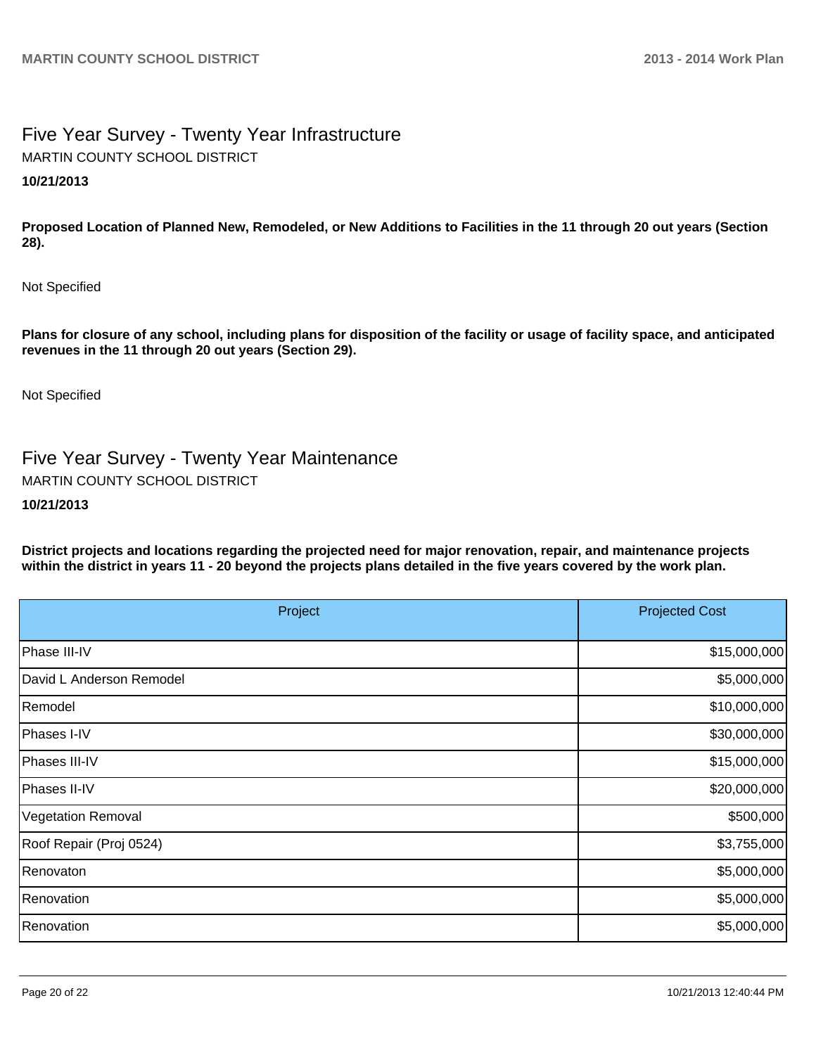## Five Year Survey - Twenty Year Infrastructure

MARTIN COUNTY SCHOOL DISTRICT

**10/21/2013**

**Proposed Location of Planned New, Remodeled, or New Additions to Facilities in the 11 through 20 out years (Section 28).**

Not Specified

**Plans for closure of any school, including plans for disposition of the facility or usage of facility space, and anticipated revenues in the 11 through 20 out years (Section 29).**

Not Specified

## Five Year Survey - Twenty Year Maintenance

MARTIN COUNTY SCHOOL DISTRICT

**10/21/2013**

**District projects and locations regarding the projected need for major renovation, repair, and maintenance projects within the district in years 11 - 20 beyond the projects plans detailed in the five years covered by the work plan.**

| Project | Projected Cost |
| --- | --- |
| Phase III-IV | $15,000,000 |
| David L Anderson Remodel | $5,000,000 |
| Remodel | $10,000,000 |
| Phases I-IV | $30,000,000 |
| Phases III-IV | $15,000,000 |
| Phases II-IV | $20,000,000 |
| Vegetation Removal | $500,000 |
| Roof Repair (Proj 0524) | $3,755,000 |
| Renovaton | $5,000,000 |
| Renovation | $5,000,000 |
| Renovation | $5,000,000 |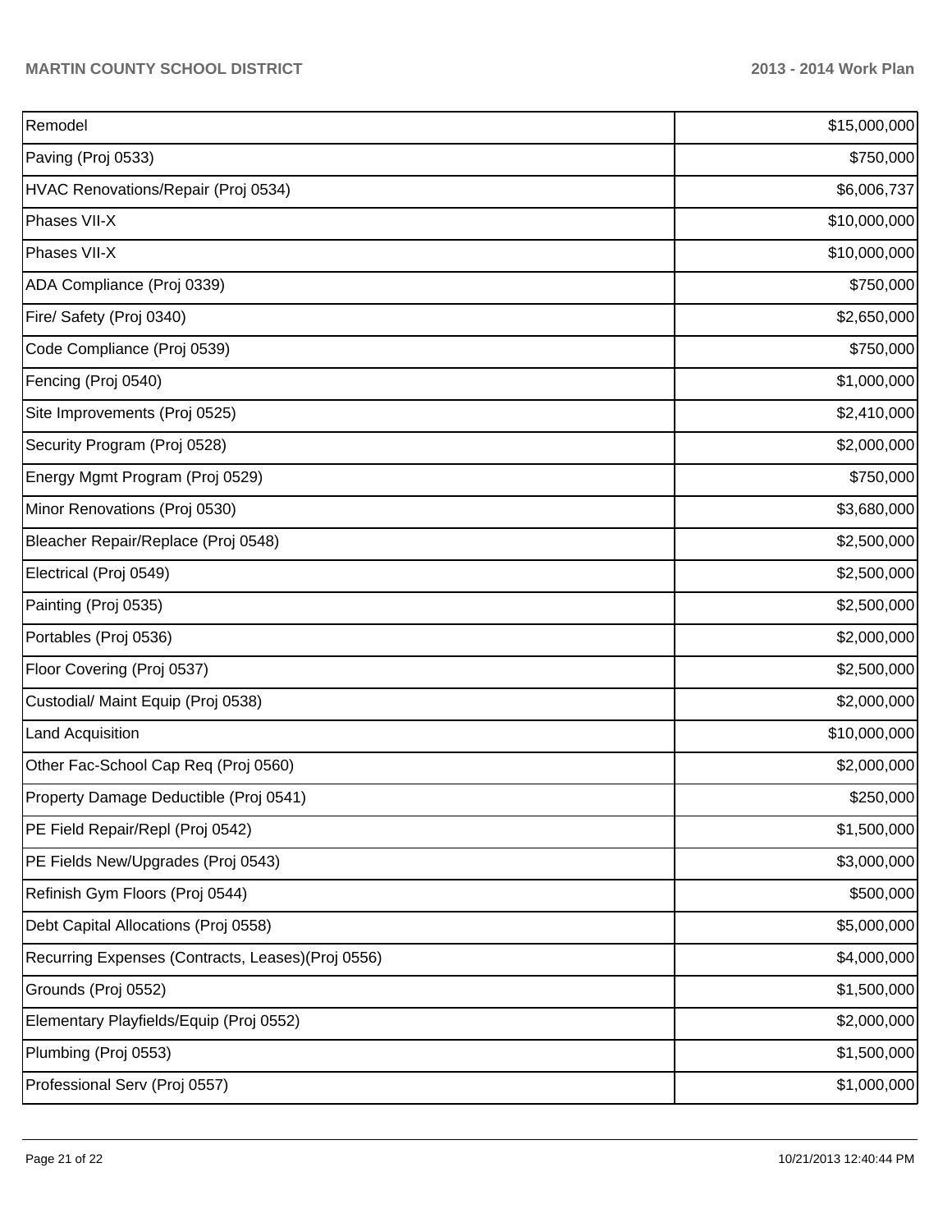| Remodel | $15,000,000 |
|---|---|
| Paving (Proj 0533) | $750,000 |
| HVAC Renovations/Repair (Proj 0534) | $6,006,737 |
| Phases VII-X | $10,000,000 |
| Phases VII-X | $10,000,000 |
| ADA Compliance (Proj 0339) | $750,000 |
| Fire/ Safety (Proj 0340) | $2,650,000 |
| Code Compliance (Proj 0539) | $750,000 |
| Fencing (Proj 0540) | $1,000,000 |
| Site Improvements (Proj 0525) | $2,410,000 |
| Security Program (Proj 0528) | $2,000,000 |
| Energy Mgmt Program (Proj 0529) | $750,000 |
| Minor Renovations (Proj 0530) | $3,680,000 |
| Bleacher Repair/Replace (Proj 0548) | $2,500,000 |
| Electrical (Proj 0549) | $2,500,000 |
| Painting (Proj 0535) | $2,500,000 |
| Portables (Proj 0536) | $2,000,000 |
| Floor Covering (Proj 0537) | $2,500,000 |
| Custodial/ Maint Equip (Proj 0538) | $2,000,000 |
| Land Acquisition | $10,000,000 |
| Other Fac-School Cap Req (Proj 0560) | $2,000,000 |
| Property Damage Deductible (Proj 0541) | $250,000 |
| PE Field Repair/Repl (Proj 0542) | $1,500,000 |
| PE Fields New/Upgrades (Proj 0543) | $3,000,000 |
| Refinish Gym Floors (Proj 0544) | $500,000 |
| Debt Capital Allocations (Proj 0558) | $5,000,000 |
| Recurring Expenses (Contracts, Leases)(Proj 0556) | $4,000,000 |
| Grounds (Proj 0552) | $1,500,000 |
| Elementary Playfields/Equip (Proj 0552) | $2,000,000 |
| Plumbing (Proj 0553) | $1,500,000 |
| Professional Serv (Proj 0557) | $1,000,000 |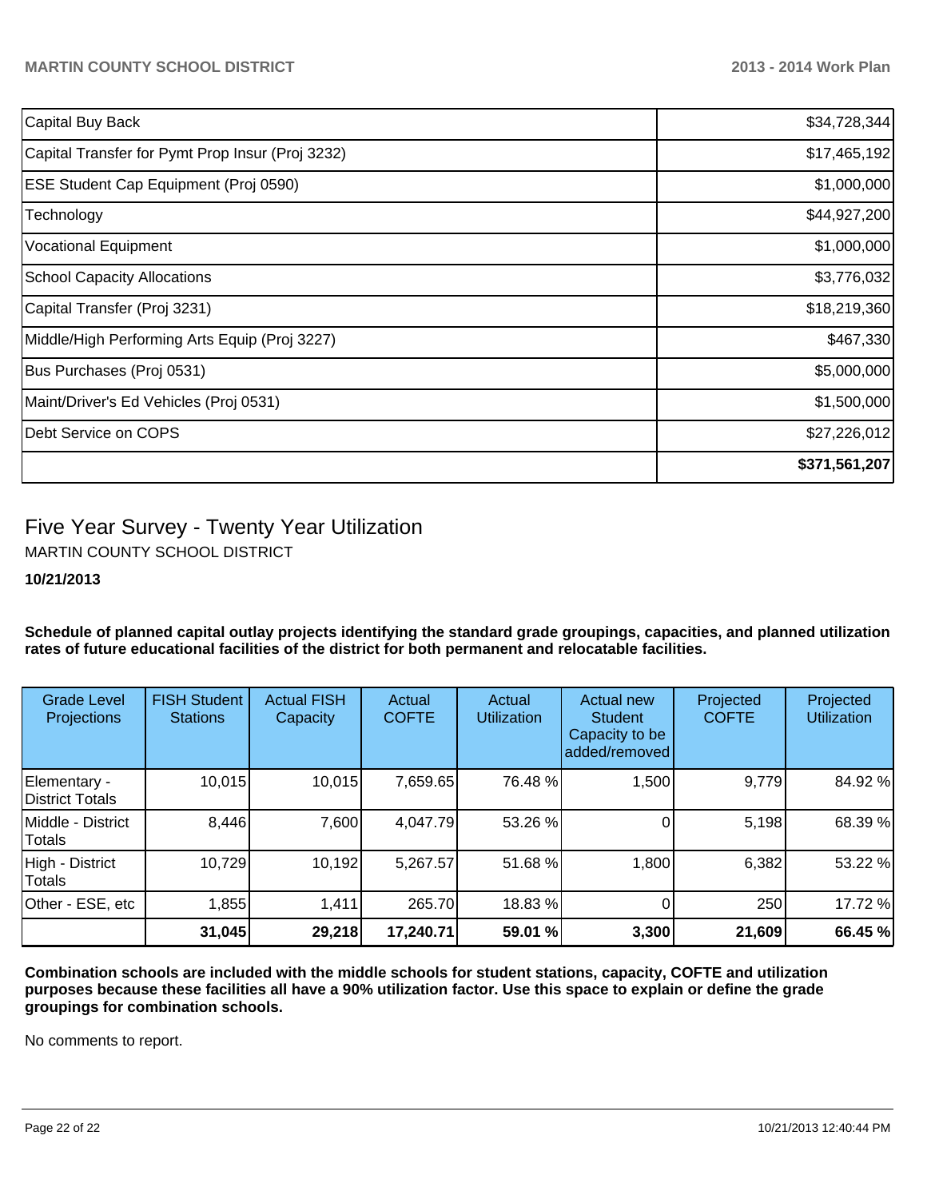| | |
|---|---|
| Capital Buy Back | $34,728,344 |
| Capital Transfer for Pymt Prop Insur (Proj 3232) | $17,465,192 |
| ESE Student Cap Equipment (Proj 0590) | $1,000,000 |
| Technology | $44,927,200 |
| Vocational Equipment | $1,000,000 |
| School Capacity Allocations | $3,776,032 |
| Capital Transfer (Proj 3231) | $18,219,360 |
| Middle/High Performing Arts Equip (Proj 3227) | $467,330 |
| Bus Purchases (Proj 0531) | $5,000,000 |
| Maint/Driver's Ed Vehicles (Proj 0531) | $1,500,000 |
| Debt Service on COPS | $27,226,012 |
| | **$371,561,207** |

## Five Year Survey - Twenty Year Utilization

MARTIN COUNTY SCHOOL DISTRICT

**10/21/2013**

**Schedule of planned capital outlay projects identifying the standard grade groupings, capacities, and planned utilization rates of future educational facilities of the district for both permanent and relocatable facilities.**

| Grade Level Projections | FISH Student Stations | Actual FISH Capacity | Actual COFTE | Actual Utilization | Actual new Student Capacity to be added/removed | Projected COFTE | Projected Utilization |
|---|---|---|---|---|---|---|---|
| Elementary - District Totals | 10,015 | 10,015 | 7,659.65 | 76.48 % | 1,500 | 9,779 | 84.92 % |
| Middle - District Totals | 8,446 | 7,600 | 4,047.79 | 53.26 % | 0 | 5,198 | 68.39 % |
| High - District Totals | 10,729 | 10,192 | 5,267.57 | 51.68 % | 1,800 | 6,382 | 53.22 % |
| Other - ESE, etc | 1,855 | 1,411 | 265.70 | 18.83 % | 0 | 250 | 17.72 % |
| | **31,045** | **29,218** | **17,240.71** | **59.01 %** | **3,300** | **21,609** | **66.45 %** |

**Combination schools are included with the middle schools for student stations, capacity, COFTE and utilization purposes because these facilities all have a 90% utilization factor. Use this space to explain or define the grade groupings for combination schools.**

No comments to report.